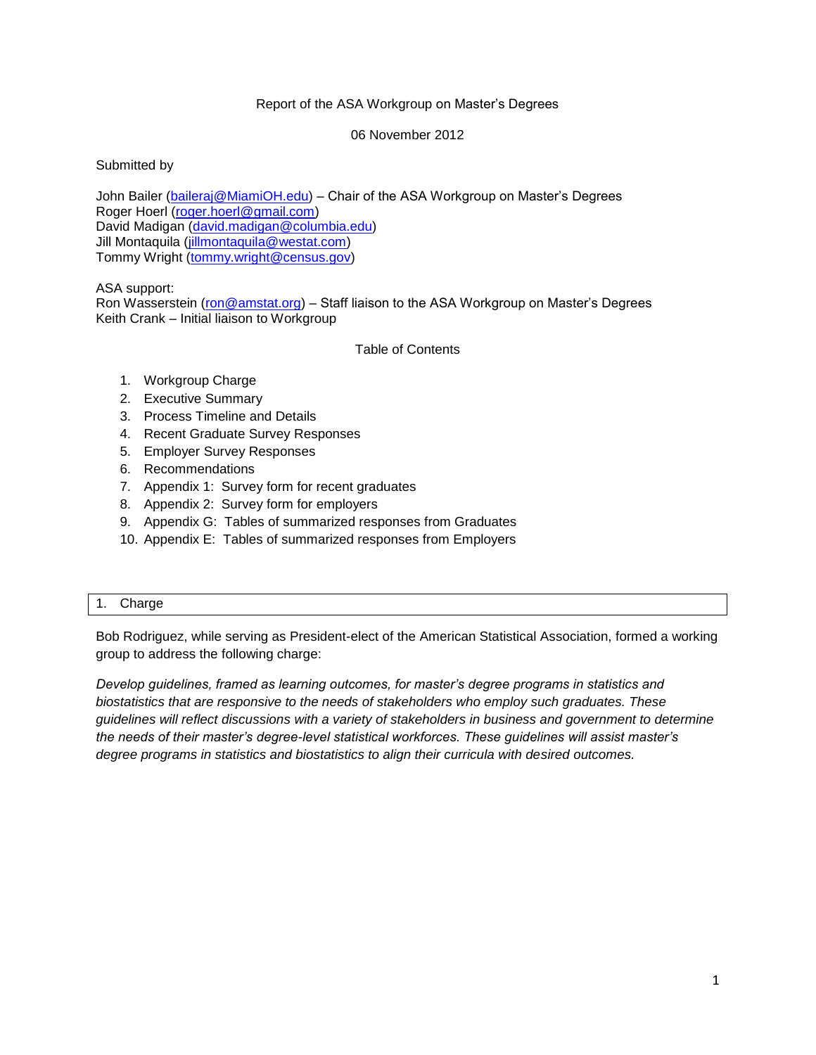# Report of the ASA Workgroup on Master's Degrees

06 November 2012

Submitted by

John Bailer (baileraj@MiamiOH.edu) – Chair of the ASA Workgroup on Master's Degrees
Roger Hoerl (roger.hoerl@gmail.com)
David Madigan (david.madigan@columbia.edu)
Jill Montaquila (jillmontaquila@westat.com)
Tommy Wright (tommy.wright@census.gov)

ASA support:
Ron Wasserstein (ron@amstat.org) – Staff liaison to the ASA Workgroup on Master's Degrees
Keith Crank – Initial liaison to Workgroup

## Table of Contents

1. Workgroup Charge
2. Executive Summary
3. Process Timeline and Details
4. Recent Graduate Survey Responses
5. Employer Survey Responses
6. Recommendations
7. Appendix 1: Survey form for recent graduates
8. Appendix 2: Survey form for employers
9. Appendix G: Tables of summarized responses from Graduates
10. Appendix E: Tables of summarized responses from Employers

## 1. Charge

Bob Rodriguez, while serving as President-elect of the American Statistical Association, formed a working group to address the following charge:

*Develop guidelines, framed as learning outcomes, for master's degree programs in statistics and biostatistics that are responsive to the needs of stakeholders who employ such graduates. These guidelines will reflect discussions with a variety of stakeholders in business and government to determine the needs of their master's degree-level statistical workforces. These guidelines will assist master's degree programs in statistics and biostatistics to align their curricula with desired outcomes.*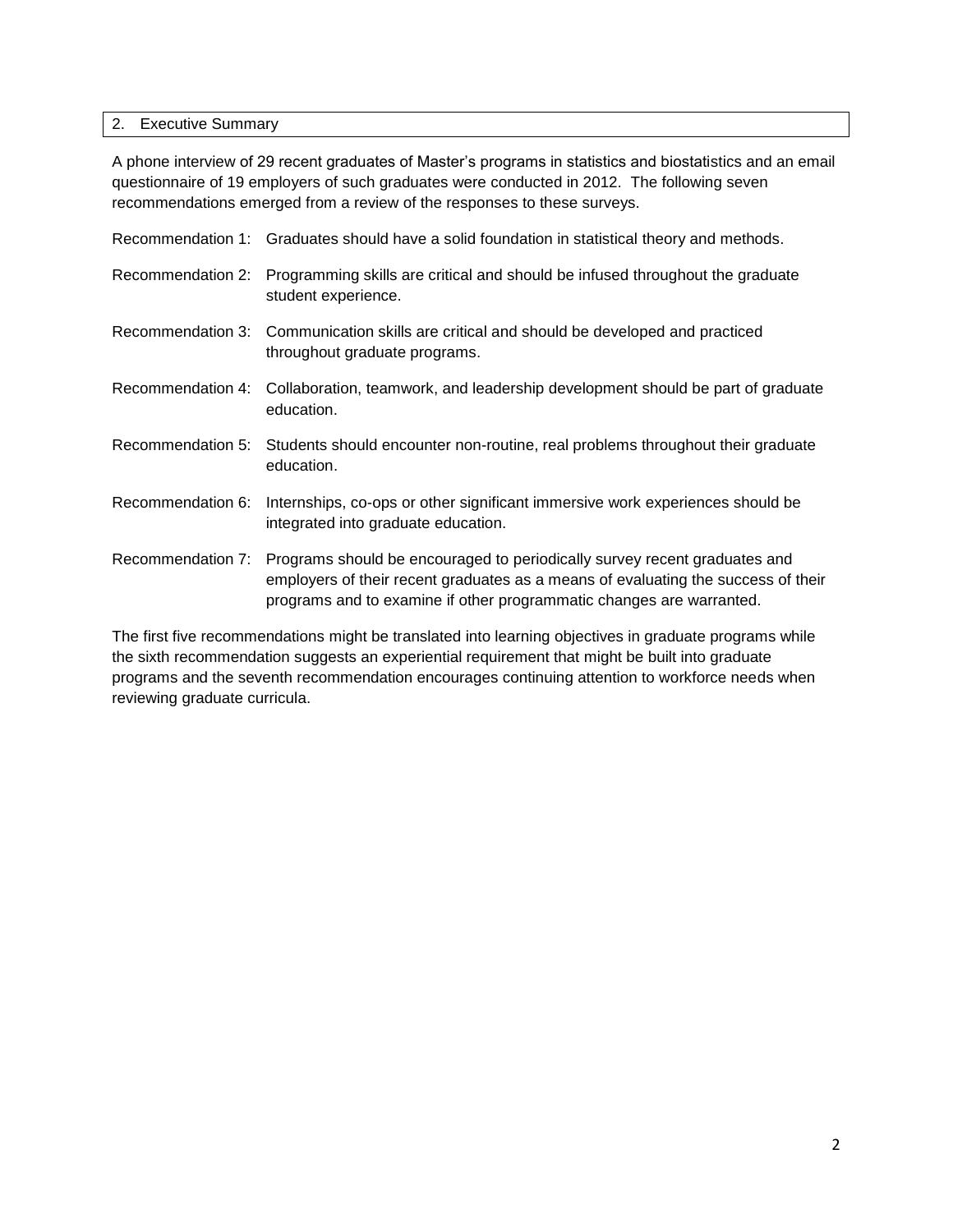## 2. Executive Summary

A phone interview of 29 recent graduates of Master’s programs in statistics and biostatistics and an email questionnaire of 19 employers of such graduates were conducted in 2012. The following seven recommendations emerged from a review of the responses to these surveys.

Recommendation 1: Graduates should have a solid foundation in statistical theory and methods.

Recommendation 2: Programming skills are critical and should be infused throughout the graduate student experience.

Recommendation 3: Communication skills are critical and should be developed and practiced throughout graduate programs.

Recommendation 4: Collaboration, teamwork, and leadership development should be part of graduate education.

Recommendation 5: Students should encounter non-routine, real problems throughout their graduate education.

Recommendation 6: Internships, co-ops or other significant immersive work experiences should be integrated into graduate education.

Recommendation 7: Programs should be encouraged to periodically survey recent graduates and employers of their recent graduates as a means of evaluating the success of their programs and to examine if other programmatic changes are warranted.

The first five recommendations might be translated into learning objectives in graduate programs while the sixth recommendation suggests an experiential requirement that might be built into graduate programs and the seventh recommendation encourages continuing attention to workforce needs when reviewing graduate curricula.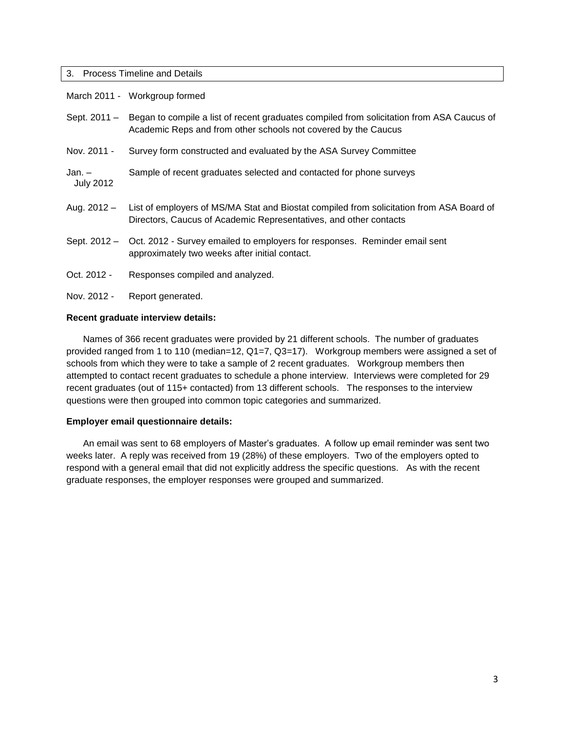## 3. Process Timeline and Details

| | |
|---|---|
| March 2011 - | Workgroup formed |
| Sept. 2011 – | Began to compile a list of recent graduates compiled from solicitation from ASA Caucus of Academic Reps and from other schools not covered by the Caucus |
| Nov. 2011 - | Survey form constructed and evaluated by the ASA Survey Committee |
| Jan. – July 2012 | Sample of recent graduates selected and contacted for phone surveys |
| Aug. 2012 – | List of employers of MS/MA Stat and Biostat compiled from solicitation from ASA Board of Directors, Caucus of Academic Representatives, and other contacts |
| Sept. 2012 – | Oct. 2012 - Survey emailed to employers for responses. Reminder email sent approximately two weeks after initial contact. |
| Oct. 2012 - | Responses compiled and analyzed. |
| Nov. 2012 - | Report generated. |

**Recent graduate interview details:**

Names of 366 recent graduates were provided by 21 different schools. The number of graduates provided ranged from 1 to 110 (median=12, Q1=7, Q3=17). Workgroup members were assigned a set of schools from which they were to take a sample of 2 recent graduates. Workgroup members then attempted to contact recent graduates to schedule a phone interview. Interviews were completed for 29 recent graduates (out of 115+ contacted) from 13 different schools. The responses to the interview questions were then grouped into common topic categories and summarized.

**Employer email questionnaire details:**

An email was sent to 68 employers of Master's graduates. A follow up email reminder was sent two weeks later. A reply was received from 19 (28%) of these employers. Two of the employers opted to respond with a general email that did not explicitly address the specific questions. As with the recent graduate responses, the employer responses were grouped and summarized.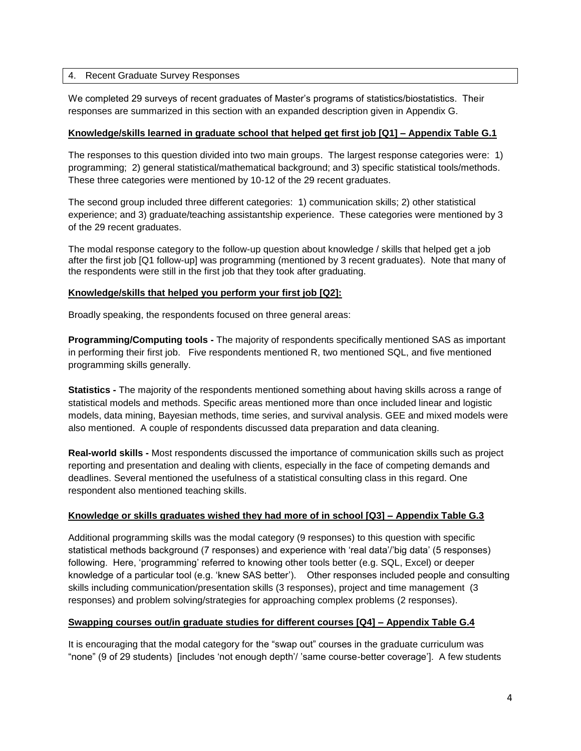## 4. Recent Graduate Survey Responses

We completed 29 surveys of recent graduates of Master's programs of statistics/biostatistics. Their responses are summarized in this section with an expanded description given in Appendix G.

**Knowledge/skills learned in graduate school that helped get first job [Q1] – Appendix Table G.1**

The responses to this question divided into two main groups. The largest response categories were: 1) programming; 2) general statistical/mathematical background; and 3) specific statistical tools/methods. These three categories were mentioned by 10-12 of the 29 recent graduates.

The second group included three different categories: 1) communication skills; 2) other statistical experience; and 3) graduate/teaching assistantship experience. These categories were mentioned by 3 of the 29 recent graduates.

The modal response category to the follow-up question about knowledge / skills that helped get a job after the first job [Q1 follow-up] was programming (mentioned by 3 recent graduates). Note that many of the respondents were still in the first job that they took after graduating.

**Knowledge/skills that helped you perform your first job [Q2]:**

Broadly speaking, the respondents focused on three general areas:

**Programming/Computing tools -** The majority of respondents specifically mentioned SAS as important in performing their first job. Five respondents mentioned R, two mentioned SQL, and five mentioned programming skills generally.

**Statistics -** The majority of the respondents mentioned something about having skills across a range of statistical models and methods. Specific areas mentioned more than once included linear and logistic models, data mining, Bayesian methods, time series, and survival analysis. GEE and mixed models were also mentioned. A couple of respondents discussed data preparation and data cleaning.

**Real-world skills -** Most respondents discussed the importance of communication skills such as project reporting and presentation and dealing with clients, especially in the face of competing demands and deadlines. Several mentioned the usefulness of a statistical consulting class in this regard. One respondent also mentioned teaching skills.

**Knowledge or skills graduates wished they had more of in school [Q3] – Appendix Table G.3**

Additional programming skills was the modal category (9 responses) to this question with specific statistical methods background (7 responses) and experience with 'real data'/'big data' (5 responses) following. Here, 'programming' referred to knowing other tools better (e.g. SQL, Excel) or deeper knowledge of a particular tool (e.g. 'knew SAS better'). Other responses included people and consulting skills including communication/presentation skills (3 responses), project and time management (3 responses) and problem solving/strategies for approaching complex problems (2 responses).

**Swapping courses out/in graduate studies for different courses [Q4] – Appendix Table G.4**

It is encouraging that the modal category for the "swap out" courses in the graduate curriculum was "none" (9 of 29 students) [includes 'not enough depth'/ 'same course-better coverage']. A few students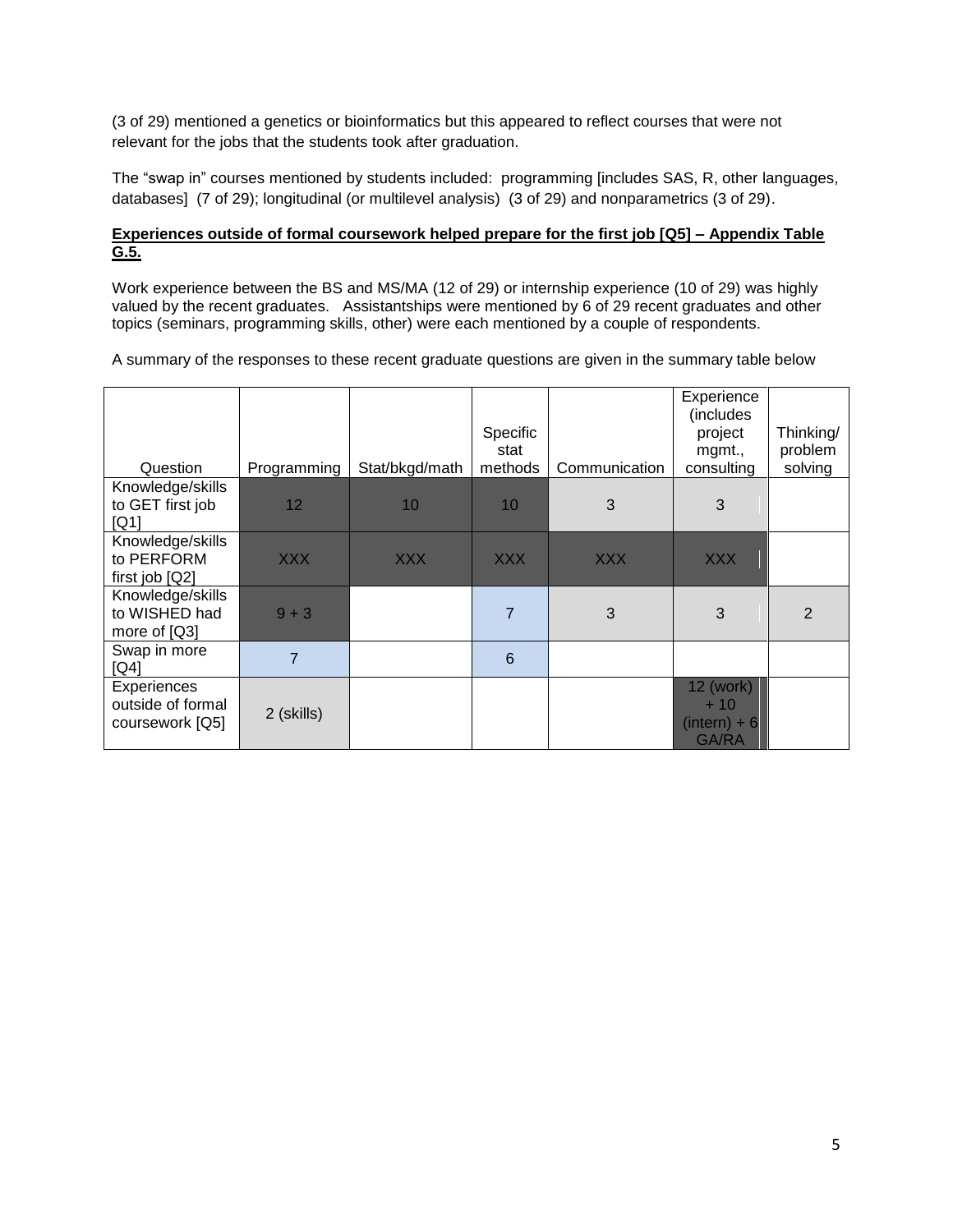(3 of 29) mentioned a genetics or bioinformatics but this appeared to reflect courses that were not relevant for the jobs that the students took after graduation.

The "swap in" courses mentioned by students included: programming [includes SAS, R, other languages, databases] (7 of 29); longitudinal (or multilevel analysis) (3 of 29) and nonparametrics (3 of 29).

**Experiences outside of formal coursework helped prepare for the first job [Q5] – Appendix Table G.5.**

Work experience between the BS and MS/MA (12 of 29) or internship experience (10 of 29) was highly valued by the recent graduates. Assistantships were mentioned by 6 of 29 recent graduates and other topics (seminars, programming skills, other) were each mentioned by a couple of respondents.

A summary of the responses to these recent graduate questions are given in the summary table below

| Question | Programming | Stat/bkgd/math | Specific stat methods | Communication | Experience (includes project mgmt., consulting | Thinking/ problem solving |
|---|---|---|---|---|---|---|
| Knowledge/skills to GET first job [Q1] | 12 | 10 | 10 | 3 | 3 | |
| Knowledge/skills to PERFORM first job [Q2] | XXX | XXX | XXX | XXX | XXX | |
| Knowledge/skills to WISHED had more of [Q3] | 9 + 3 | | 7 | 3 | 3 | 2 |
| Swap in more [Q4] | 7 | | 6 | | | |
| Experiences outside of formal coursework [Q5] | 2 (skills) | | | | 12 (work) + 10 (intern) + 6 GA/RA | |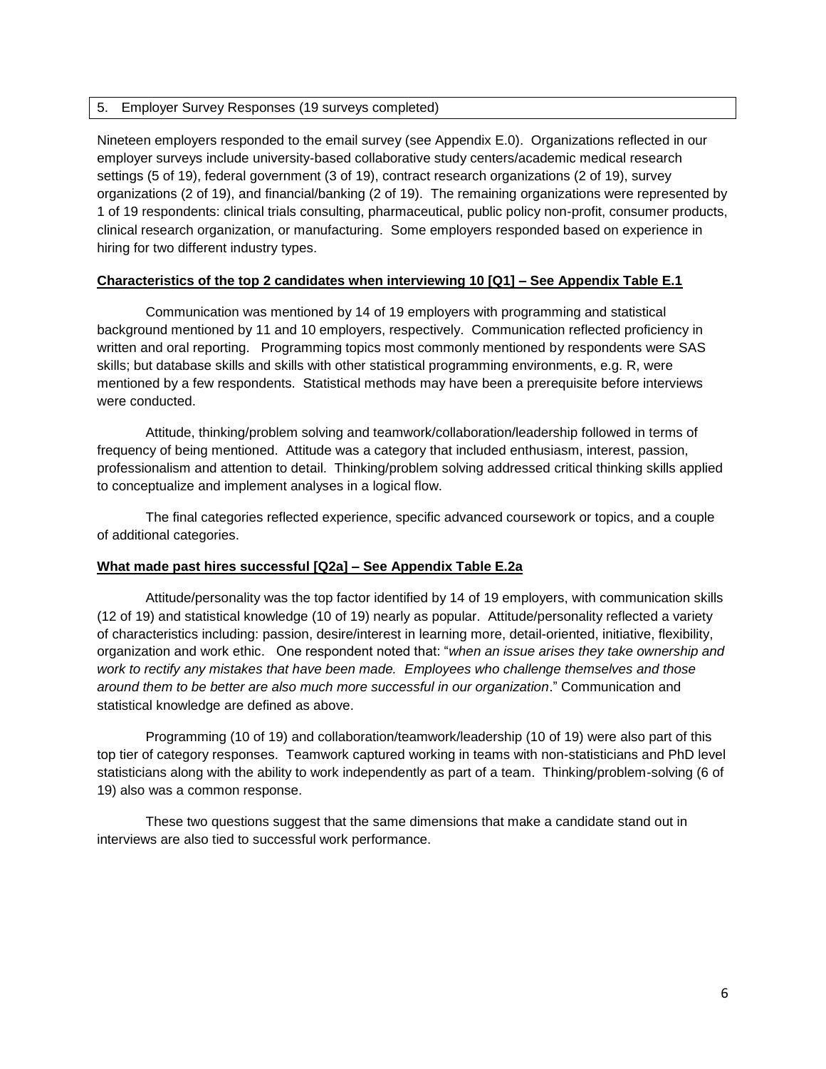## 5. Employer Survey Responses (19 surveys completed)

Nineteen employers responded to the email survey (see Appendix E.0). Organizations reflected in our employer surveys include university-based collaborative study centers/academic medical research settings (5 of 19), federal government (3 of 19), contract research organizations (2 of 19), survey organizations (2 of 19), and financial/banking (2 of 19). The remaining organizations were represented by 1 of 19 respondents: clinical trials consulting, pharmaceutical, public policy non-profit, consumer products, clinical research organization, or manufacturing. Some employers responded based on experience in hiring for two different industry types.

**Characteristics of the top 2 candidates when interviewing 10 [Q1] – See Appendix Table E.1**

Communication was mentioned by 14 of 19 employers with programming and statistical background mentioned by 11 and 10 employers, respectively. Communication reflected proficiency in written and oral reporting. Programming topics most commonly mentioned by respondents were SAS skills; but database skills and skills with other statistical programming environments, e.g. R, were mentioned by a few respondents. Statistical methods may have been a prerequisite before interviews were conducted.

Attitude, thinking/problem solving and teamwork/collaboration/leadership followed in terms of frequency of being mentioned. Attitude was a category that included enthusiasm, interest, passion, professionalism and attention to detail. Thinking/problem solving addressed critical thinking skills applied to conceptualize and implement analyses in a logical flow.

The final categories reflected experience, specific advanced coursework or topics, and a couple of additional categories.

**What made past hires successful [Q2a] – See Appendix Table E.2a**

Attitude/personality was the top factor identified by 14 of 19 employers, with communication skills (12 of 19) and statistical knowledge (10 of 19) nearly as popular. Attitude/personality reflected a variety of characteristics including: passion, desire/interest in learning more, detail-oriented, initiative, flexibility, organization and work ethic. One respondent noted that: "*when an issue arises they take ownership and work to rectify any mistakes that have been made. Employees who challenge themselves and those around them to be better are also much more successful in our organization*." Communication and statistical knowledge are defined as above.

Programming (10 of 19) and collaboration/teamwork/leadership (10 of 19) were also part of this top tier of category responses. Teamwork captured working in teams with non-statisticians and PhD level statisticians along with the ability to work independently as part of a team. Thinking/problem-solving (6 of 19) also was a common response.

These two questions suggest that the same dimensions that make a candidate stand out in interviews are also tied to successful work performance.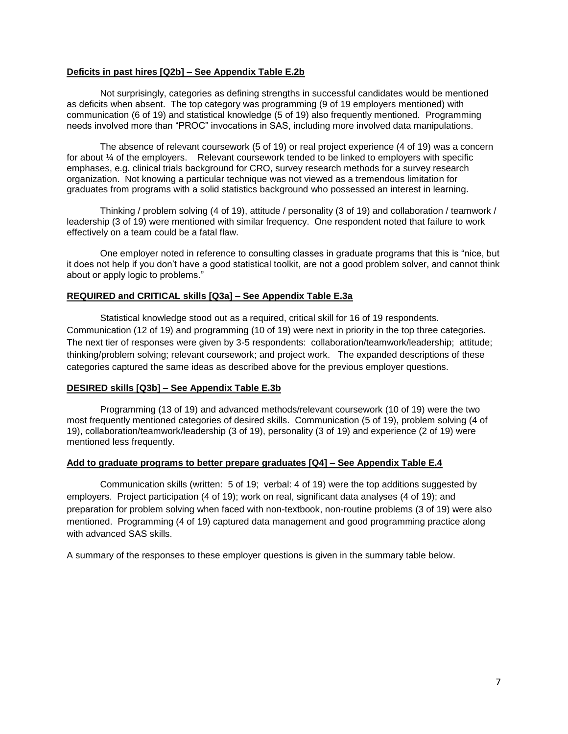**Deficits in past hires [Q2b] – See Appendix Table E.2b**

Not surprisingly, categories as defining strengths in successful candidates would be mentioned as deficits when absent. The top category was programming (9 of 19 employers mentioned) with communication (6 of 19) and statistical knowledge (5 of 19) also frequently mentioned. Programming needs involved more than "PROC" invocations in SAS, including more involved data manipulations.

The absence of relevant coursework (5 of 19) or real project experience (4 of 19) was a concern for about ¼ of the employers. Relevant coursework tended to be linked to employers with specific emphases, e.g. clinical trials background for CRO, survey research methods for a survey research organization. Not knowing a particular technique was not viewed as a tremendous limitation for graduates from programs with a solid statistics background who possessed an interest in learning.

Thinking / problem solving (4 of 19), attitude / personality (3 of 19) and collaboration / teamwork / leadership (3 of 19) were mentioned with similar frequency. One respondent noted that failure to work effectively on a team could be a fatal flaw.

One employer noted in reference to consulting classes in graduate programs that this is "nice, but it does not help if you don't have a good statistical toolkit, are not a good problem solver, and cannot think about or apply logic to problems."

**REQUIRED and CRITICAL skills [Q3a] – See Appendix Table E.3a**

Statistical knowledge stood out as a required, critical skill for 16 of 19 respondents. Communication (12 of 19) and programming (10 of 19) were next in priority in the top three categories. The next tier of responses were given by 3-5 respondents: collaboration/teamwork/leadership; attitude; thinking/problem solving; relevant coursework; and project work. The expanded descriptions of these categories captured the same ideas as described above for the previous employer questions.

**DESIRED skills [Q3b] – See Appendix Table E.3b**

Programming (13 of 19) and advanced methods/relevant coursework (10 of 19) were the two most frequently mentioned categories of desired skills. Communication (5 of 19), problem solving (4 of 19), collaboration/teamwork/leadership (3 of 19), personality (3 of 19) and experience (2 of 19) were mentioned less frequently.

**Add to graduate programs to better prepare graduates [Q4] – See Appendix Table E.4**

Communication skills (written: 5 of 19; verbal: 4 of 19) were the top additions suggested by employers. Project participation (4 of 19); work on real, significant data analyses (4 of 19); and preparation for problem solving when faced with non-textbook, non-routine problems (3 of 19) were also mentioned. Programming (4 of 19) captured data management and good programming practice along with advanced SAS skills.

A summary of the responses to these employer questions is given in the summary table below.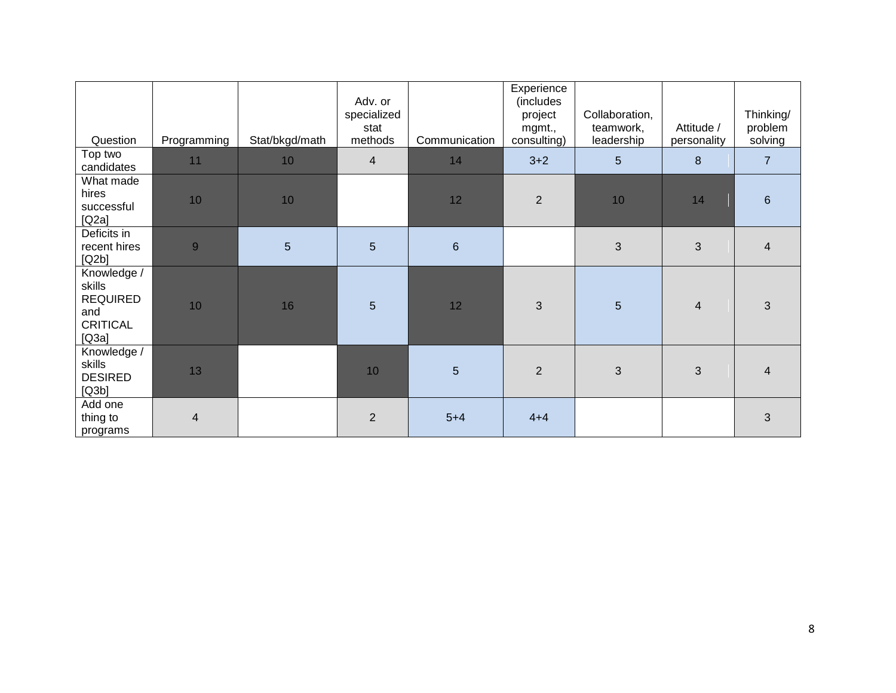| Question | Programming | Stat/bkgd/math | Adv. or specialized stat methods | Communication | Experience (includes project mgmt., consulting) | Collaboration, teamwork, leadership | Attitude / personality | Thinking/ problem solving |
|---|---|---|---|---|---|---|---|---|
| Top two candidates | 11 | 10 | 4 | 14 | 3+2 | 5 | 8 | 7 |
| What made hires successful [Q2a] | 10 | 10 | | 12 | 2 | 10 | 14 | 6 |
| Deficits in recent hires [Q2b] | 9 | 5 | 5 | 6 | | 3 | 3 | 4 |
| Knowledge / skills REQUIRED and CRITICAL [Q3a] | 10 | 16 | 5 | 12 | 3 | 5 | 4 | 3 |
| Knowledge / skills DESIRED [Q3b] | 13 | | 10 | 5 | 2 | 3 | 3 | 4 |
| Add one thing to programs | 4 | | 2 | 5+4 | 4+4 | | | 3 |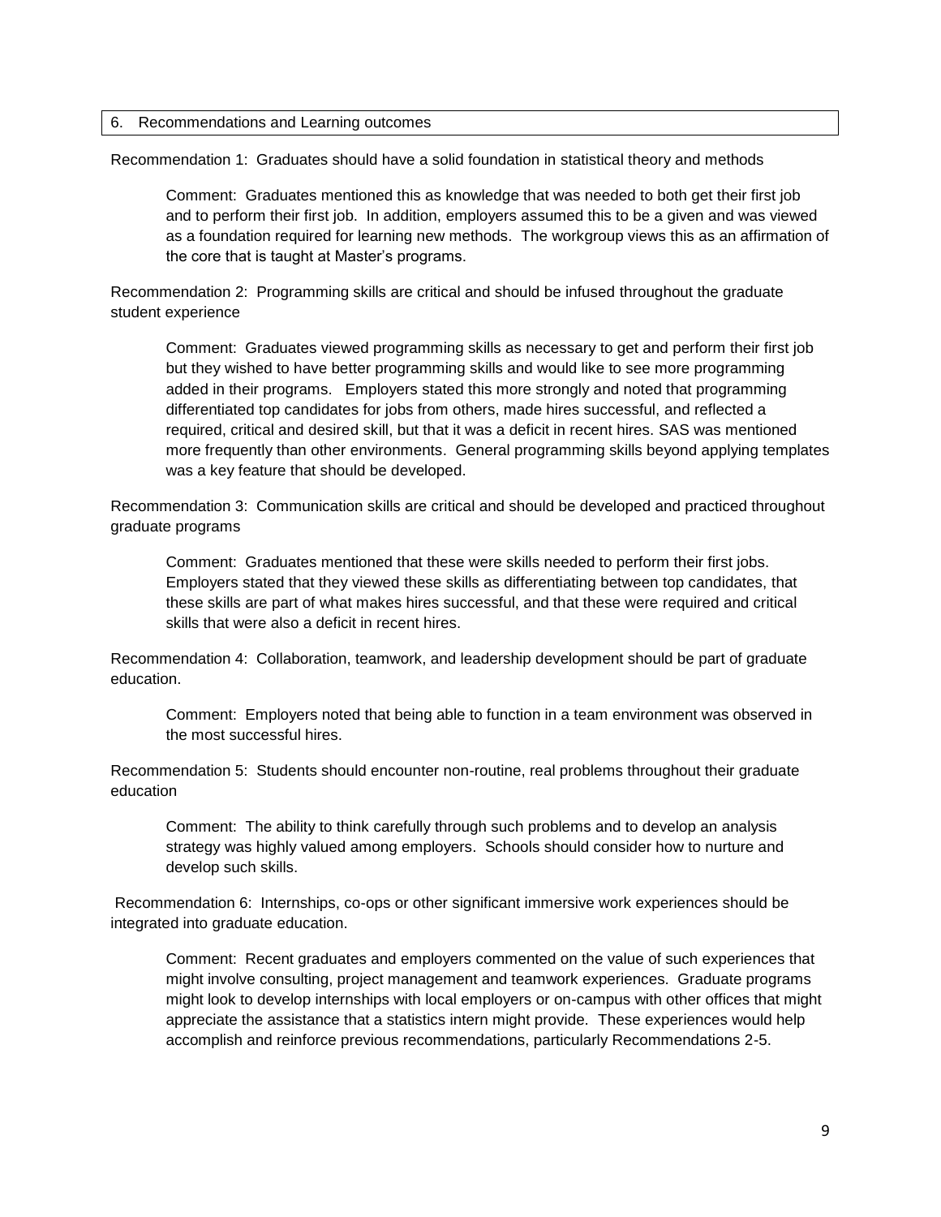## 6. Recommendations and Learning outcomes

Recommendation 1: Graduates should have a solid foundation in statistical theory and methods

> Comment: Graduates mentioned this as knowledge that was needed to both get their first job and to perform their first job. In addition, employers assumed this to be a given and was viewed as a foundation required for learning new methods. The workgroup views this as an affirmation of the core that is taught at Master's programs.

Recommendation 2: Programming skills are critical and should be infused throughout the graduate student experience

> Comment: Graduates viewed programming skills as necessary to get and perform their first job but they wished to have better programming skills and would like to see more programming added in their programs. Employers stated this more strongly and noted that programming differentiated top candidates for jobs from others, made hires successful, and reflected a required, critical and desired skill, but that it was a deficit in recent hires. SAS was mentioned more frequently than other environments. General programming skills beyond applying templates was a key feature that should be developed.

Recommendation 3: Communication skills are critical and should be developed and practiced throughout graduate programs

> Comment: Graduates mentioned that these were skills needed to perform their first jobs. Employers stated that they viewed these skills as differentiating between top candidates, that these skills are part of what makes hires successful, and that these were required and critical skills that were also a deficit in recent hires.

Recommendation 4: Collaboration, teamwork, and leadership development should be part of graduate education.

> Comment: Employers noted that being able to function in a team environment was observed in the most successful hires.

Recommendation 5: Students should encounter non-routine, real problems throughout their graduate education

> Comment: The ability to think carefully through such problems and to develop an analysis strategy was highly valued among employers. Schools should consider how to nurture and develop such skills.

Recommendation 6: Internships, co-ops or other significant immersive work experiences should be integrated into graduate education.

> Comment: Recent graduates and employers commented on the value of such experiences that might involve consulting, project management and teamwork experiences. Graduate programs might look to develop internships with local employers or on-campus with other offices that might appreciate the assistance that a statistics intern might provide. These experiences would help accomplish and reinforce previous recommendations, particularly Recommendations 2-5.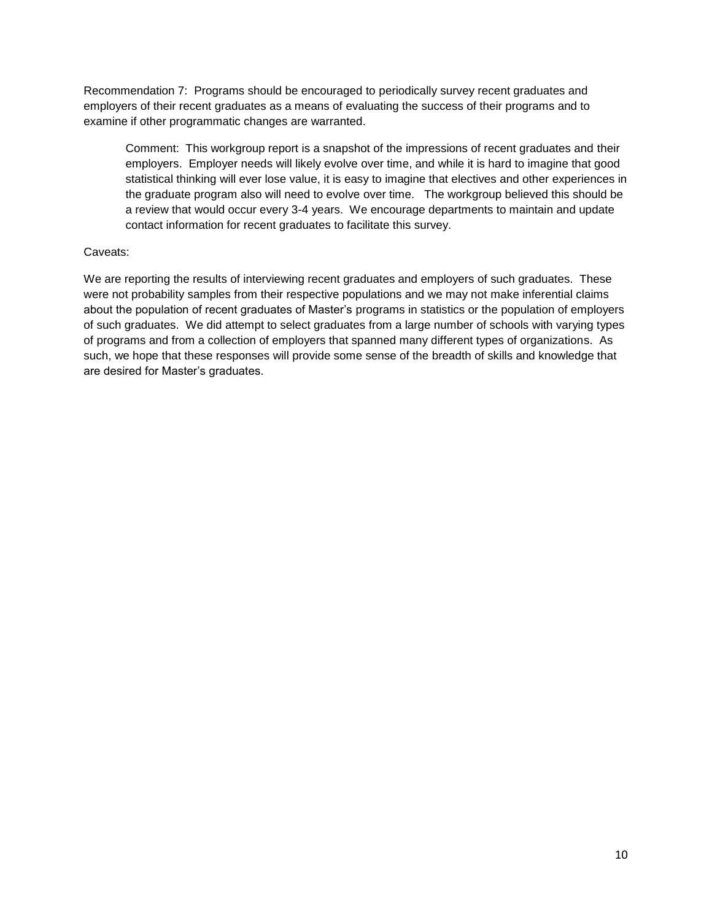Recommendation 7: Programs should be encouraged to periodically survey recent graduates and employers of their recent graduates as a means of evaluating the success of their programs and to examine if other programmatic changes are warranted.

> Comment: This workgroup report is a snapshot of the impressions of recent graduates and their employers. Employer needs will likely evolve over time, and while it is hard to imagine that good statistical thinking will ever lose value, it is easy to imagine that electives and other experiences in the graduate program also will need to evolve over time. The workgroup believed this should be a review that would occur every 3-4 years. We encourage departments to maintain and update contact information for recent graduates to facilitate this survey.

Caveats:

We are reporting the results of interviewing recent graduates and employers of such graduates. These were not probability samples from their respective populations and we may not make inferential claims about the population of recent graduates of Master's programs in statistics or the population of employers of such graduates. We did attempt to select graduates from a large number of schools with varying types of programs and from a collection of employers that spanned many different types of organizations. As such, we hope that these responses will provide some sense of the breadth of skills and knowledge that are desired for Master's graduates.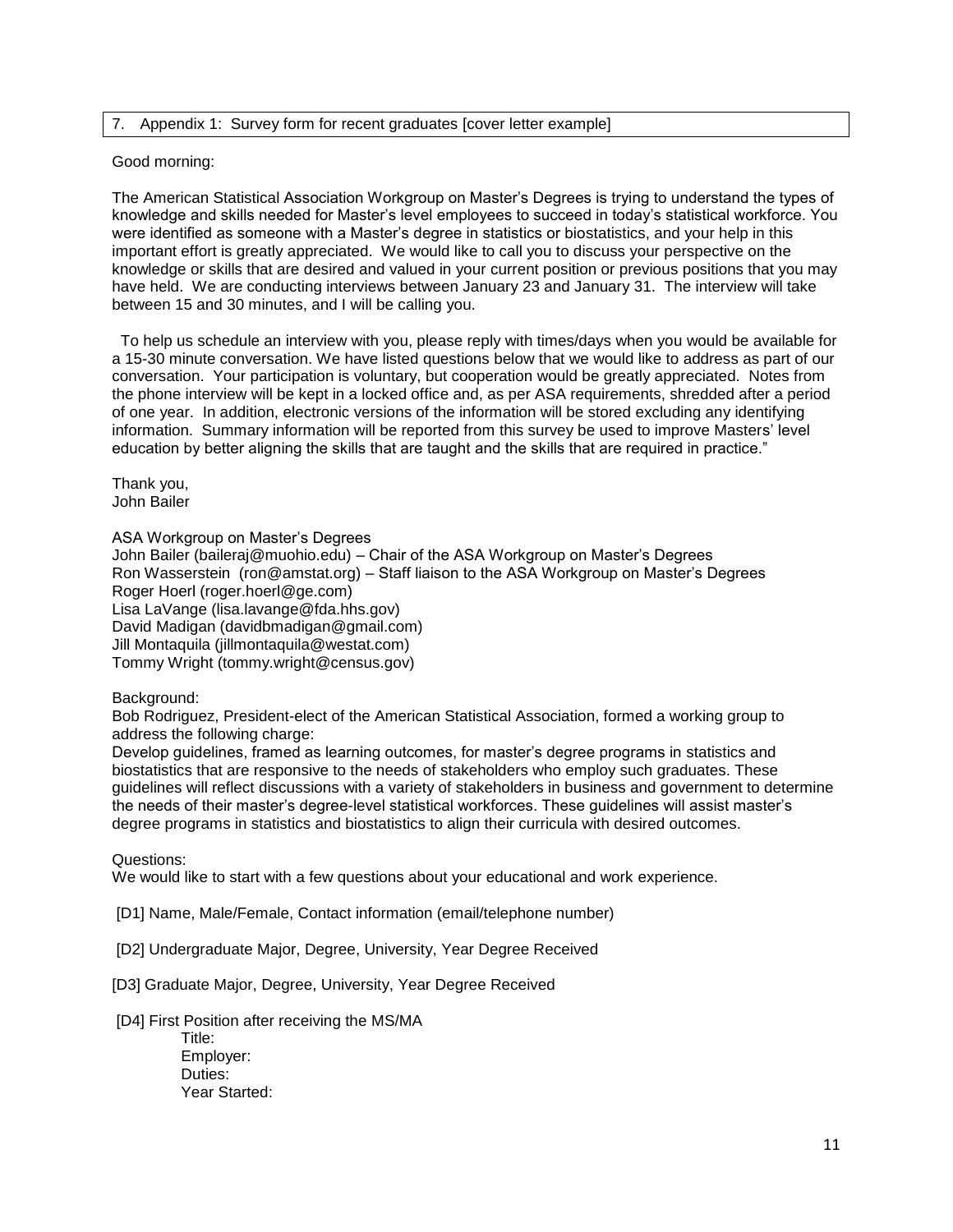## 7. Appendix 1: Survey form for recent graduates [cover letter example]

Good morning:

The American Statistical Association Workgroup on Master's Degrees is trying to understand the types of knowledge and skills needed for Master's level employees to succeed in today's statistical workforce. You were identified as someone with a Master's degree in statistics or biostatistics, and your help in this important effort is greatly appreciated. We would like to call you to discuss your perspective on the knowledge or skills that are desired and valued in your current position or previous positions that you may have held. We are conducting interviews between January 23 and January 31. The interview will take between 15 and 30 minutes, and I will be calling you.

To help us schedule an interview with you, please reply with times/days when you would be available for a 15-30 minute conversation. We have listed questions below that we would like to address as part of our conversation. Your participation is voluntary, but cooperation would be greatly appreciated. Notes from the phone interview will be kept in a locked office and, as per ASA requirements, shredded after a period of one year. In addition, electronic versions of the information will be stored excluding any identifying information. Summary information will be reported from this survey be used to improve Masters' level education by better aligning the skills that are taught and the skills that are required in practice."

Thank you,
John Bailer

ASA Workgroup on Master's Degrees
John Bailer (baileraj@muohio.edu) – Chair of the ASA Workgroup on Master's Degrees
Ron Wasserstein (ron@amstat.org) – Staff liaison to the ASA Workgroup on Master's Degrees
Roger Hoerl (roger.hoerl@ge.com)
Lisa LaVange (lisa.lavange@fda.hhs.gov)
David Madigan (davidbmadigan@gmail.com)
Jill Montaquila (jillmontaquila@westat.com)
Tommy Wright (tommy.wright@census.gov)

Background:
Bob Rodriguez, President-elect of the American Statistical Association, formed a working group to address the following charge:
Develop guidelines, framed as learning outcomes, for master's degree programs in statistics and biostatistics that are responsive to the needs of stakeholders who employ such graduates. These guidelines will reflect discussions with a variety of stakeholders in business and government to determine the needs of their master's degree-level statistical workforces. These guidelines will assist master's degree programs in statistics and biostatistics to align their curricula with desired outcomes.

Questions:
We would like to start with a few questions about your educational and work experience.

[D1] Name, Male/Female, Contact information (email/telephone number)

[D2] Undergraduate Major, Degree, University, Year Degree Received

[D3] Graduate Major, Degree, University, Year Degree Received

[D4] First Position after receiving the MS/MA
- Title:
- Employer:
- Duties:
- Year Started: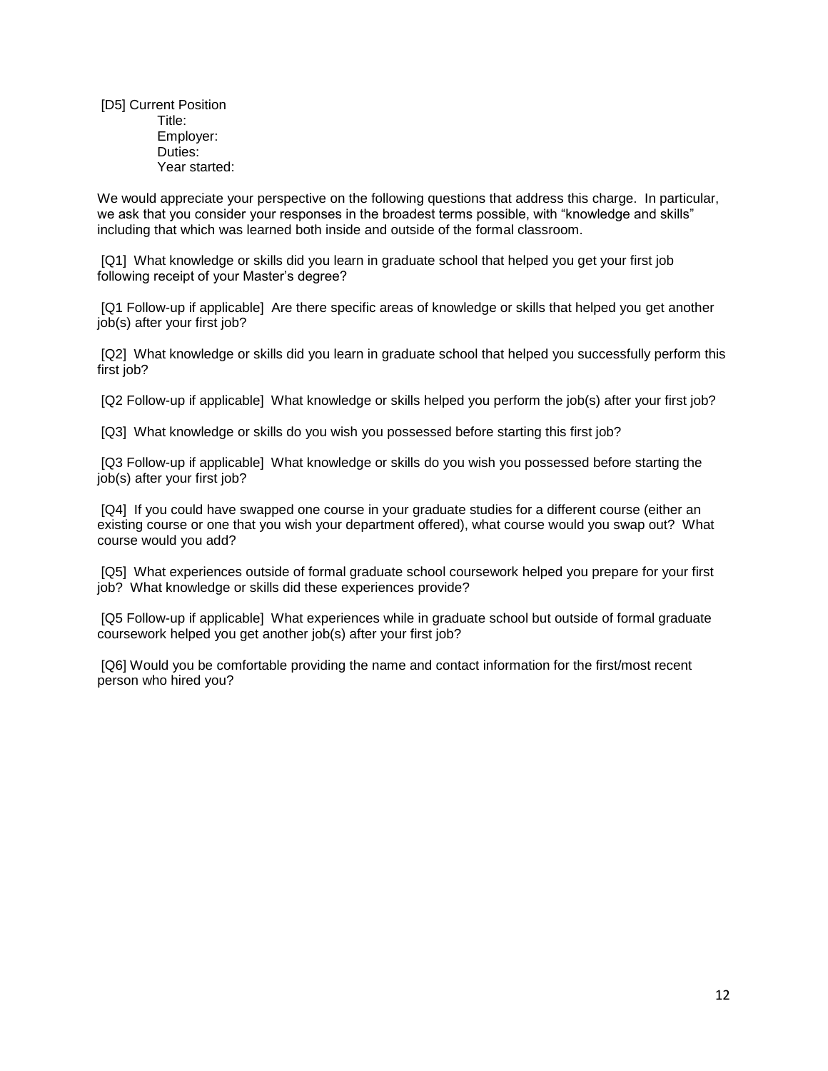[D5] Current Position

Title:

Employer:

Duties:

Year started:

We would appreciate your perspective on the following questions that address this charge. In particular, we ask that you consider your responses in the broadest terms possible, with "knowledge and skills" including that which was learned both inside and outside of the formal classroom.

[Q1] What knowledge or skills did you learn in graduate school that helped you get your first job following receipt of your Master's degree?

[Q1 Follow-up if applicable] Are there specific areas of knowledge or skills that helped you get another job(s) after your first job?

[Q2] What knowledge or skills did you learn in graduate school that helped you successfully perform this first job?

[Q2 Follow-up if applicable] What knowledge or skills helped you perform the job(s) after your first job?

[Q3] What knowledge or skills do you wish you possessed before starting this first job?

[Q3 Follow-up if applicable] What knowledge or skills do you wish you possessed before starting the job(s) after your first job?

[Q4] If you could have swapped one course in your graduate studies for a different course (either an existing course or one that you wish your department offered), what course would you swap out? What course would you add?

[Q5] What experiences outside of formal graduate school coursework helped you prepare for your first job? What knowledge or skills did these experiences provide?

[Q5 Follow-up if applicable] What experiences while in graduate school but outside of formal graduate coursework helped you get another job(s) after your first job?

[Q6] Would you be comfortable providing the name and contact information for the first/most recent person who hired you?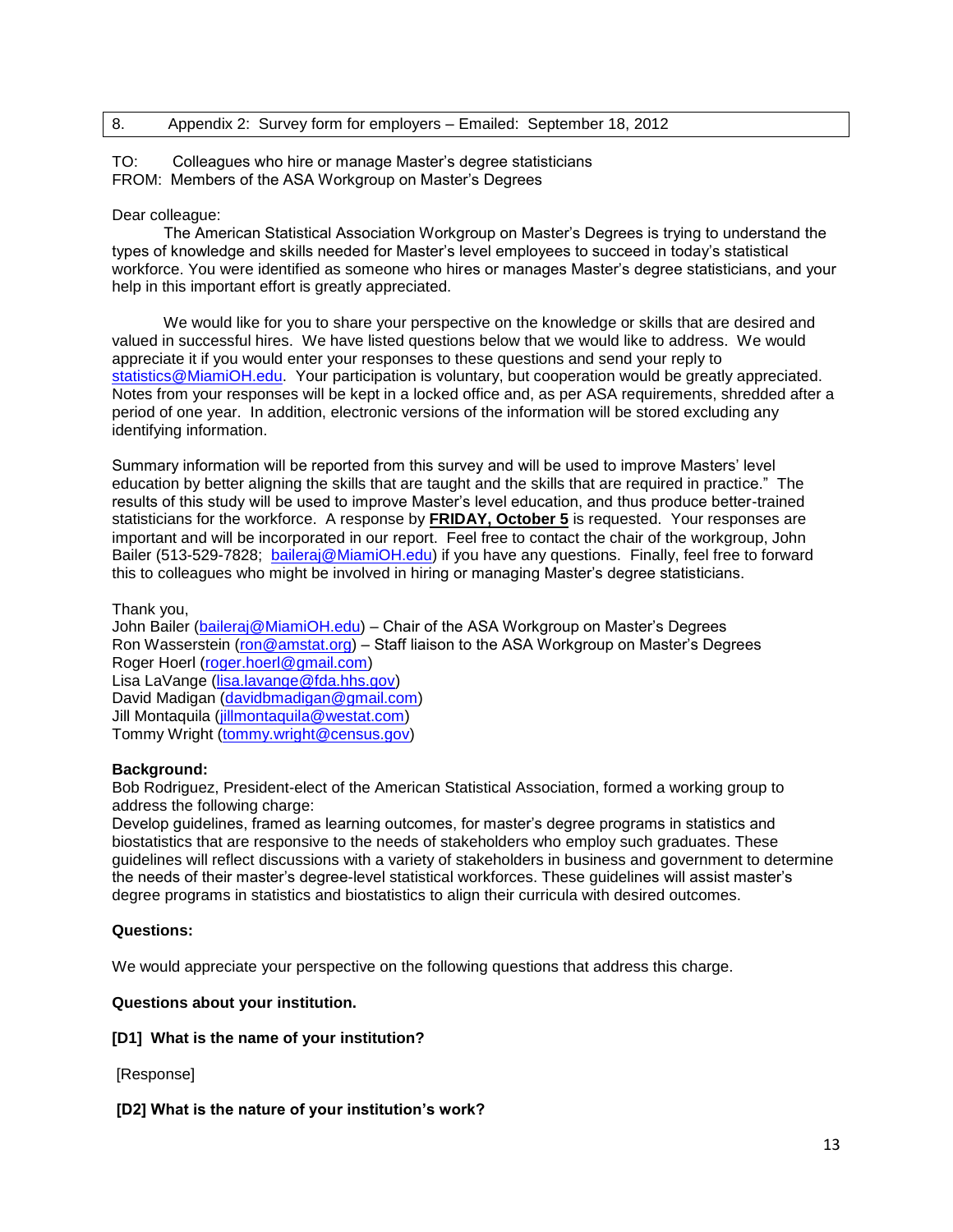## 8. Appendix 2: Survey form for employers – Emailed: September 18, 2012

TO: Colleagues who hire or manage Master's degree statisticians
FROM: Members of the ASA Workgroup on Master's Degrees

Dear colleague:

The American Statistical Association Workgroup on Master's Degrees is trying to understand the types of knowledge and skills needed for Master's level employees to succeed in today's statistical workforce. You were identified as someone who hires or manages Master's degree statisticians, and your help in this important effort is greatly appreciated.

We would like for you to share your perspective on the knowledge or skills that are desired and valued in successful hires. We have listed questions below that we would like to address. We would appreciate it if you would enter your responses to these questions and send your reply to statistics@MiamiOH.edu. Your participation is voluntary, but cooperation would be greatly appreciated. Notes from your responses will be kept in a locked office and, as per ASA requirements, shredded after a period of one year. In addition, electronic versions of the information will be stored excluding any identifying information.

Summary information will be reported from this survey and will be used to improve Masters' level education by better aligning the skills that are taught and the skills that are required in practice." The results of this study will be used to improve Master's level education, and thus produce better-trained statisticians for the workforce. A response by **FRIDAY, October 5** is requested. Your responses are important and will be incorporated in our report. Feel free to contact the chair of the workgroup, John Bailer (513-529-7828; baileraj@MiamiOH.edu) if you have any questions. Finally, feel free to forward this to colleagues who might be involved in hiring or managing Master's degree statisticians.

Thank you,
John Bailer (baileraj@MiamiOH.edu) – Chair of the ASA Workgroup on Master's Degrees
Ron Wasserstein (ron@amstat.org) – Staff liaison to the ASA Workgroup on Master's Degrees
Roger Hoerl (roger.hoerl@gmail.com)
Lisa LaVange (lisa.lavange@fda.hhs.gov)
David Madigan (davidbmadigan@gmail.com)
Jill Montaquila (jillmontaquila@westat.com)
Tommy Wright (tommy.wright@census.gov)

**Background:**
Bob Rodriguez, President-elect of the American Statistical Association, formed a working group to address the following charge:
Develop guidelines, framed as learning outcomes, for master's degree programs in statistics and biostatistics that are responsive to the needs of stakeholders who employ such graduates. These guidelines will reflect discussions with a variety of stakeholders in business and government to determine the needs of their master's degree-level statistical workforces. These guidelines will assist master's degree programs in statistics and biostatistics to align their curricula with desired outcomes.

**Questions:**

We would appreciate your perspective on the following questions that address this charge.

**Questions about your institution.**

**[D1] What is the name of your institution?**

[Response]

**[D2] What is the nature of your institution's work?**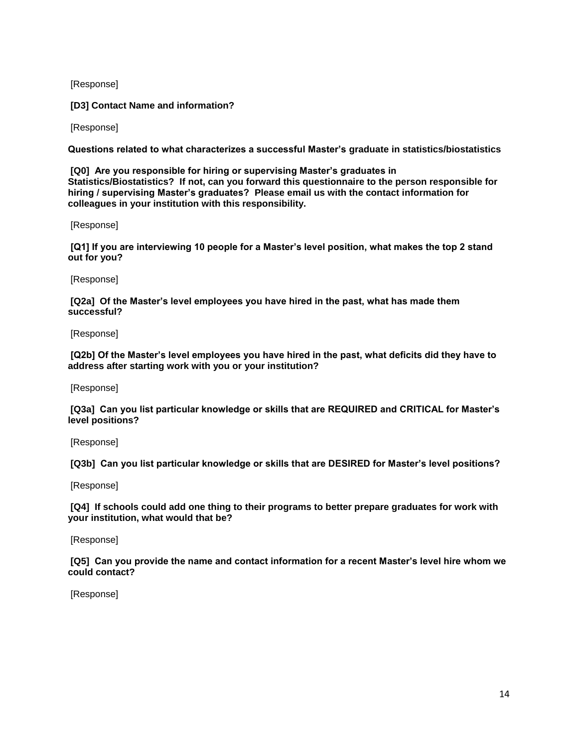[Response]

**[D3] Contact Name and information?**

[Response]

**Questions related to what characterizes a successful Master's graduate in statistics/biostatistics**

**[Q0] Are you responsible for hiring or supervising Master's graduates in Statistics/Biostatistics? If not, can you forward this questionnaire to the person responsible for hiring / supervising Master's graduates? Please email us with the contact information for colleagues in your institution with this responsibility.**

[Response]

**[Q1] If you are interviewing 10 people for a Master's level position, what makes the top 2 stand out for you?**

[Response]

**[Q2a] Of the Master's level employees you have hired in the past, what has made them successful?**

[Response]

**[Q2b] Of the Master's level employees you have hired in the past, what deficits did they have to address after starting work with you or your institution?**

[Response]

**[Q3a] Can you list particular knowledge or skills that are REQUIRED and CRITICAL for Master's level positions?**

[Response]

**[Q3b] Can you list particular knowledge or skills that are DESIRED for Master's level positions?**

[Response]

**[Q4] If schools could add one thing to their programs to better prepare graduates for work with your institution, what would that be?**

[Response]

**[Q5] Can you provide the name and contact information for a recent Master's level hire whom we could contact?**

[Response]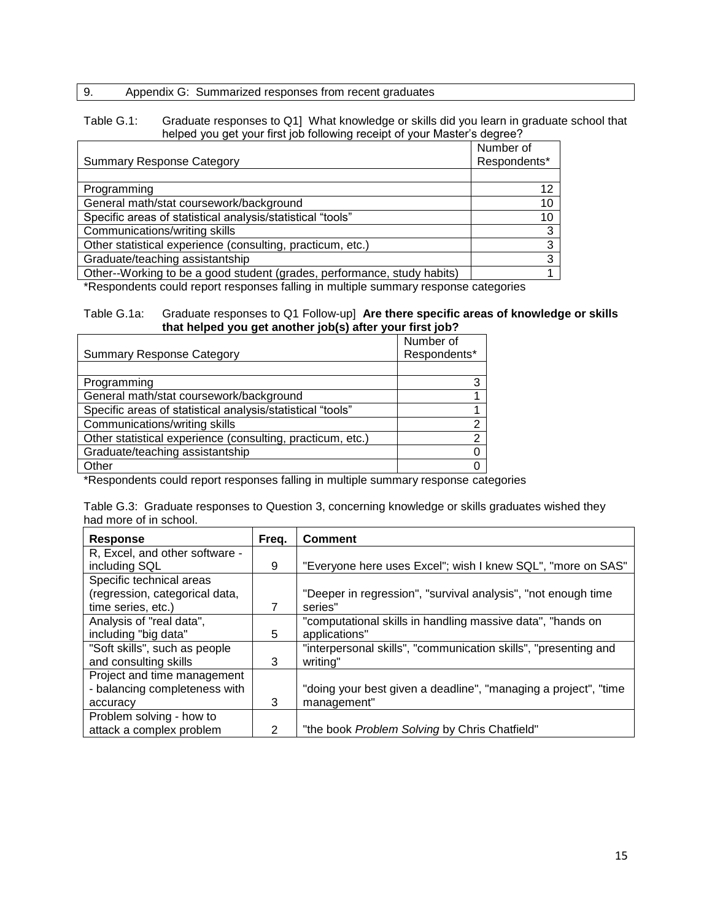## 9. Appendix G: Summarized responses from recent graduates

Table G.1: Graduate responses to Q1] What knowledge or skills did you learn in graduate school that helped you get your first job following receipt of your Master's degree?

| Summary Response Category | Number of Respondents* |
|---|---|
| Programming | 12 |
| General math/stat coursework/background | 10 |
| Specific areas of statistical analysis/statistical "tools" | 10 |
| Communications/writing skills | 3 |
| Other statistical experience (consulting, practicum, etc.) | 3 |
| Graduate/teaching assistantship | 3 |
| Other--Working to be a good student (grades, performance, study habits) | 1 |

*Respondents could report responses falling in multiple summary response categories

Table G.1a: Graduate responses to Q1 Follow-up] **Are there specific areas of knowledge or skills that helped you get another job(s) after your first job?**

| Summary Response Category | Number of Respondents* |
|---|---|
| Programming | 3 |
| General math/stat coursework/background | 1 |
| Specific areas of statistical analysis/statistical "tools" | 1 |
| Communications/writing skills | 2 |
| Other statistical experience (consulting, practicum, etc.) | 2 |
| Graduate/teaching assistantship | 0 |
| Other | 0 |

*Respondents could report responses falling in multiple summary response categories

Table G.3: Graduate responses to Question 3, concerning knowledge or skills graduates wished they had more of in school.

| Response | Freq. | Comment |
|---|---|---|
| R, Excel, and other software - including SQL | 9 | "Everyone here uses Excel"; wish I knew SQL", "more on SAS" |
| Specific technical areas (regression, categorical data, time series, etc.) | 7 | "Deeper in regression", "survival analysis", "not enough time series" |
| Analysis of "real data", including "big data" | 5 | "computational skills in handling massive data", "hands on applications" |
| "Soft skills", such as people and consulting skills | 3 | "interpersonal skills", "communication skills", "presenting and writing" |
| Project and time management - balancing completeness with accuracy | 3 | "doing your best given a deadline", "managing a project", "time management" |
| Problem solving - how to attack a complex problem | 2 | "the book *Problem Solving* by Chris Chatfield" |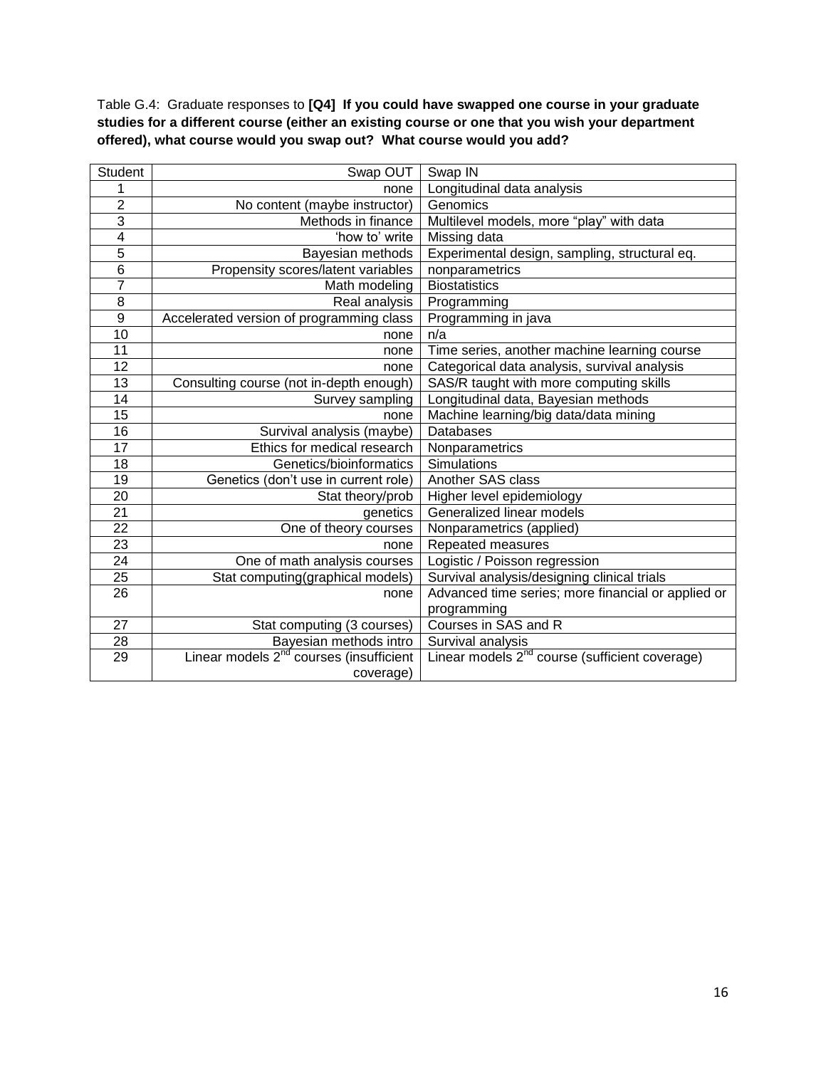Table G.4: Graduate responses to **[Q4] If you could have swapped one course in your graduate studies for a different course (either an existing course or one that you wish your department offered), what course would you swap out? What course would you add?**

| Student | Swap OUT | Swap IN |
|---|---|---|
| 1 | none | Longitudinal data analysis |
| 2 | No content (maybe instructor) | Genomics |
| 3 | Methods in finance | Multilevel models, more “play” with data |
| 4 | ‘how to’ write | Missing data |
| 5 | Bayesian methods | Experimental design, sampling, structural eq. |
| 6 | Propensity scores/latent variables | nonparametrics |
| 7 | Math modeling | Biostatistics |
| 8 | Real analysis | Programming |
| 9 | Accelerated version of programming class | Programming in java |
| 10 | none | n/a |
| 11 | none | Time series, another machine learning course |
| 12 | none | Categorical data analysis, survival analysis |
| 13 | Consulting course (not in-depth enough) | SAS/R taught with more computing skills |
| 14 | Survey sampling | Longitudinal data, Bayesian methods |
| 15 | none | Machine learning/big data/data mining |
| 16 | Survival analysis (maybe) | Databases |
| 17 | Ethics for medical research | Nonparametrics |
| 18 | Genetics/bioinformatics | Simulations |
| 19 | Genetics (don’t use in current role) | Another SAS class |
| 20 | Stat theory/prob | Higher level epidemiology |
| 21 | genetics | Generalized linear models |
| 22 | One of theory courses | Nonparametrics (applied) |
| 23 | none | Repeated measures |
| 24 | One of math analysis courses | Logistic / Poisson regression |
| 25 | Stat computing(graphical models) | Survival analysis/designing clinical trials |
| 26 | none | Advanced time series; more financial or applied or programming |
| 27 | Stat computing (3 courses) | Courses in SAS and R |
| 28 | Bayesian methods intro | Survival analysis |
| 29 | Linear models 2nd courses (insufficient coverage) | Linear models 2nd course (sufficient coverage) |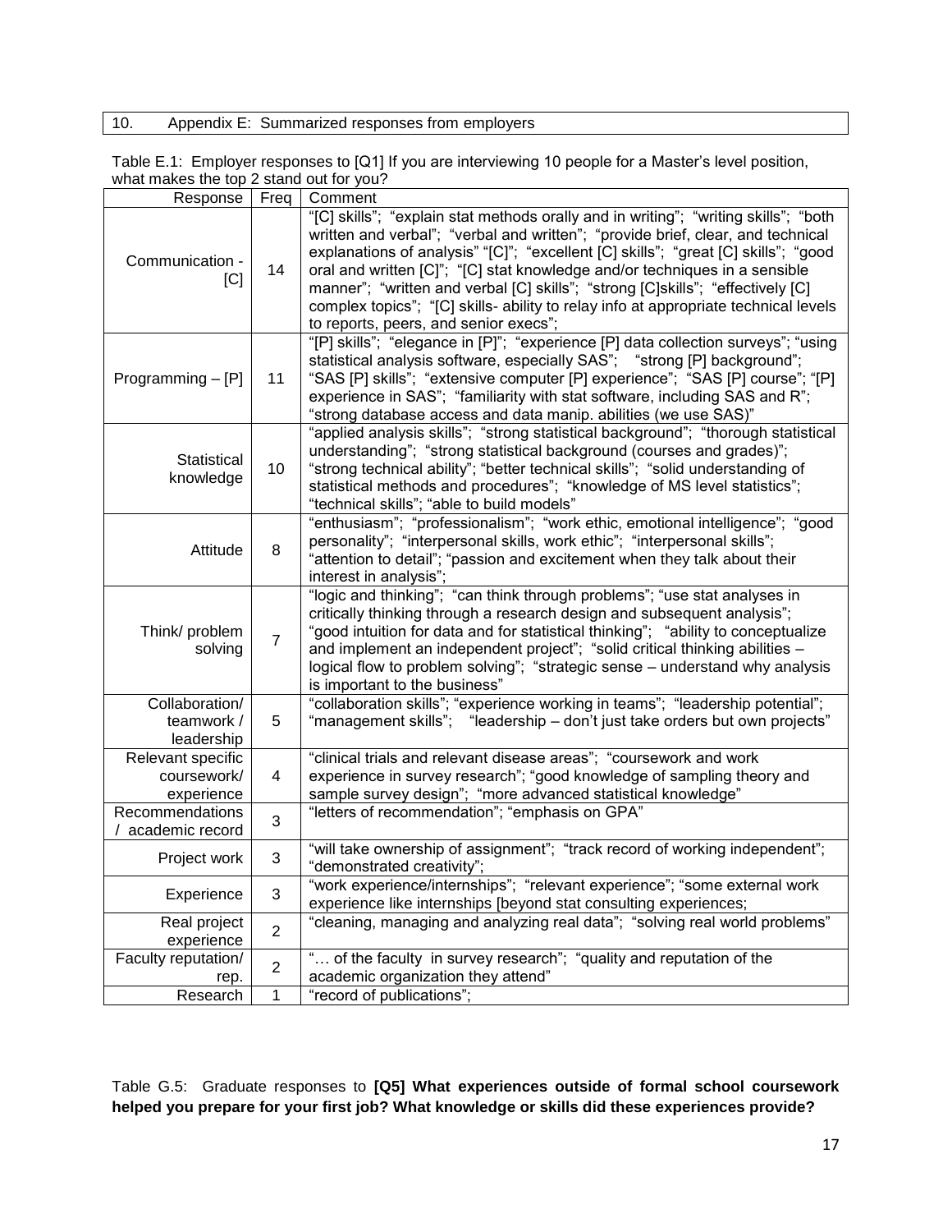## 10. Appendix E: Summarized responses from employers

Table E.1: Employer responses to [Q1] If you are interviewing 10 people for a Master's level position, what makes the top 2 stand out for you?

| Response | Freq | Comment |
|---|---|---|
| Communication - [C] | 14 | "[C] skills"; "explain stat methods orally and in writing"; "writing skills"; "both written and verbal"; "verbal and written"; "provide brief, clear, and technical explanations of analysis" "[C]"; "excellent [C] skills"; "great [C] skills"; "good oral and written [C]"; "[C] stat knowledge and/or techniques in a sensible manner"; "written and verbal [C] skills"; "strong [C]skills"; "effectively [C] complex topics"; "[C] skills- ability to relay info at appropriate technical levels to reports, peers, and senior execs"; |
| Programming – [P] | 11 | "[P] skills"; "elegance in [P]"; "experience [P] data collection surveys"; "using statistical analysis software, especially SAS"; "strong [P] background"; "SAS [P] skills"; "extensive computer [P] experience"; "SAS [P] course"; "[P] experience in SAS"; "familiarity with stat software, including SAS and R"; "strong database access and data manip. abilities (we use SAS)" |
| Statistical knowledge | 10 | "applied analysis skills"; "strong statistical background"; "thorough statistical understanding"; "strong statistical background (courses and grades)"; "strong technical ability"; "better technical skills"; "solid understanding of statistical methods and procedures"; "knowledge of MS level statistics"; "technical skills"; "able to build models" |
| Attitude | 8 | "enthusiasm"; "professionalism"; "work ethic, emotional intelligence"; "good personality"; "interpersonal skills, work ethic"; "interpersonal skills"; "attention to detail"; "passion and excitement when they talk about their interest in analysis"; |
| Think/ problem solving | 7 | "logic and thinking"; "can think through problems"; "use stat analyses in critically thinking through a research design and subsequent analysis"; "good intuition for data and for statistical thinking"; "ability to conceptualize and implement an independent project"; "solid critical thinking abilities – logical flow to problem solving"; "strategic sense – understand why analysis is important to the business" |
| Collaboration/ teamwork / leadership | 5 | "collaboration skills"; "experience working in teams"; "leadership potential"; "management skills"; "leadership – don't just take orders but own projects" |
| Relevant specific coursework/ experience | 4 | "clinical trials and relevant disease areas"; "coursework and work experience in survey research"; "good knowledge of sampling theory and sample survey design"; "more advanced statistical knowledge" |
| Recommendations / academic record | 3 | "letters of recommendation"; "emphasis on GPA" |
| Project work | 3 | "will take ownership of assignment"; "track record of working independent"; "demonstrated creativity"; |
| Experience | 3 | "work experience/internships"; "relevant experience"; "some external work experience like internships [beyond stat consulting experiences; |
| Real project experience | 2 | "cleaning, managing and analyzing real data"; "solving real world problems" |
| Faculty reputation/ rep. | 2 | "… of the faculty in survey research"; "quality and reputation of the academic organization they attend" |
| Research | 1 | "record of publications"; |

Table G.5: Graduate responses to **[Q5] What experiences outside of formal school coursework helped you prepare for your first job? What knowledge or skills did these experiences provide?**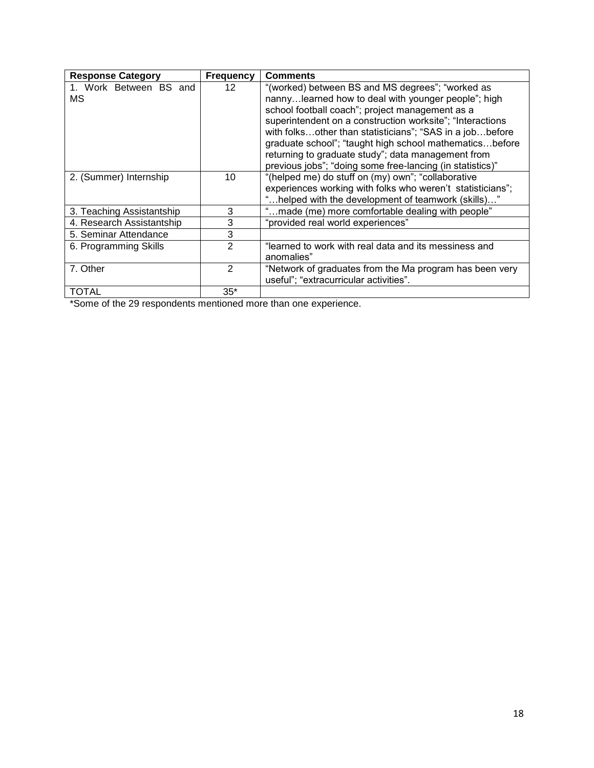| Response Category | Frequency | Comments |
|---|---|---|
| 1. Work Between BS and MS | 12 | "(worked) between BS and MS degrees"; "worked as nanny…learned how to deal with younger people"; high school football coach"; project management as a superintendent on a construction worksite"; "Interactions with folks…other than statisticians"; "SAS in a job…before graduate school"; "taught high school mathematics…before returning to graduate study"; data management from previous jobs"; "doing some free-lancing (in statistics)" |
| 2. (Summer) Internship | 10 | "(helped me) do stuff on (my) own"; "collaborative experiences working with folks who weren't statisticians"; "…helped with the development of teamwork (skills)…" |
| 3. Teaching Assistantship | 3 | "…made (me) more comfortable dealing with people" |
| 4. Research Assistantship | 3 | "provided real world experiences" |
| 5. Seminar Attendance | 3 | |
| 6. Programming Skills | 2 | "learned to work with real data and its messiness and anomalies" |
| 7. Other | 2 | "Network of graduates from the Ma program has been very useful"; "extracurricular activities". |
| TOTAL | 35* | |

*Some of the 29 respondents mentioned more than one experience.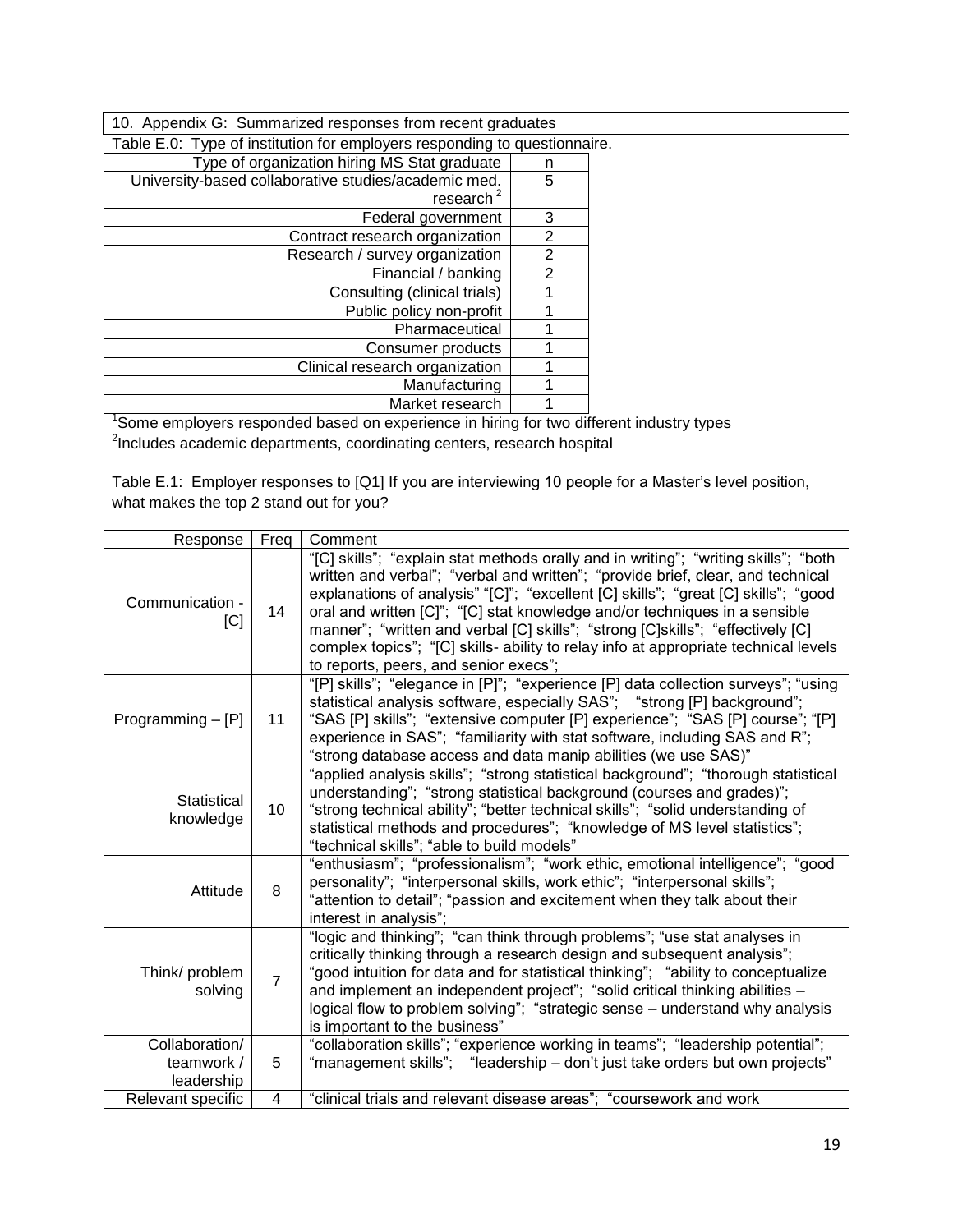10. Appendix G: Summarized responses from recent graduates

Table E.0: Type of institution for employers responding to questionnaire.

| Type of organization hiring MS Stat graduate | n |
|---|---|
| University-based collaborative studies/academic med. research [2] | 5 |
| Federal government | 3 |
| Contract research organization | 2 |
| Research / survey organization | 2 |
| Financial / banking | 2 |
| Consulting (clinical trials) | 1 |
| Public policy non-profit | 1 |
| Pharmaceutical | 1 |
| Consumer products | 1 |
| Clinical research organization | 1 |
| Manufacturing | 1 |
| Market research | 1 |

[1]Some employers responded based on experience in hiring for two different industry types

[2]Includes academic departments, coordinating centers, research hospital

Table E.1: Employer responses to [Q1] If you are interviewing 10 people for a Master's level position, what makes the top 2 stand out for you?

| Response | Freq | Comment |
|---|---|---|
| Communication - [C] | 14 | "[C] skills"; "explain stat methods orally and in writing"; "writing skills"; "both written and verbal"; "verbal and written"; "provide brief, clear, and technical explanations of analysis" "[C]"; "excellent [C] skills"; "great [C] skills"; "good oral and written [C]"; "[C] stat knowledge and/or techniques in a sensible manner"; "written and verbal [C] skills"; "strong [C]skills"; "effectively [C] complex topics"; "[C] skills- ability to relay info at appropriate technical levels to reports, peers, and senior execs"; |
| Programming – [P] | 11 | "[P] skills"; "elegance in [P]"; "experience [P] data collection surveys"; "using statistical analysis software, especially SAS"; "strong [P] background"; "SAS [P] skills"; "extensive computer [P] experience"; "SAS [P] course"; "[P] experience in SAS"; "familiarity with stat software, including SAS and R"; "strong database access and data manip abilities (we use SAS)" |
| Statistical knowledge | 10 | "applied analysis skills"; "strong statistical background"; "thorough statistical understanding"; "strong statistical background (courses and grades)"; "strong technical ability"; "better technical skills"; "solid understanding of statistical methods and procedures"; "knowledge of MS level statistics"; "technical skills"; "able to build models" |
| Attitude | 8 | "enthusiasm"; "professionalism"; "work ethic, emotional intelligence"; "good personality"; "interpersonal skills, work ethic"; "interpersonal skills"; "attention to detail"; "passion and excitement when they talk about their interest in analysis"; |
| Think/ problem solving | 7 | "logic and thinking"; "can think through problems"; "use stat analyses in critically thinking through a research design and subsequent analysis"; "good intuition for data and for statistical thinking"; "ability to conceptualize and implement an independent project"; "solid critical thinking abilities – logical flow to problem solving"; "strategic sense – understand why analysis is important to the business" |
| Collaboration/ teamwork / leadership | 5 | "collaboration skills"; "experience working in teams"; "leadership potential"; "management skills"; "leadership – don't just take orders but own projects" |
| Relevant specific | 4 | "clinical trials and relevant disease areas"; "coursework and work |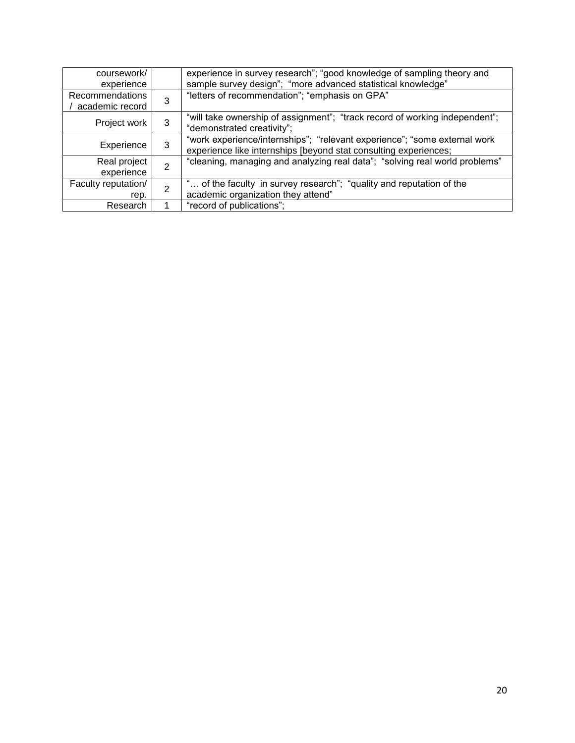| | | |
|---|---|---|
| coursework/ experience | | experience in survey research"; "good knowledge of sampling theory and sample survey design"; "more advanced statistical knowledge" |
| Recommendations / academic record | 3 | "letters of recommendation"; "emphasis on GPA" |
| Project work | 3 | "will take ownership of assignment"; "track record of working independent"; "demonstrated creativity"; |
| Experience | 3 | "work experience/internships"; "relevant experience"; "some external work experience like internships [beyond stat consulting experiences; |
| Real project experience | 2 | "cleaning, managing and analyzing real data"; "solving real world problems" |
| Faculty reputation/ rep. | 2 | "… of the faculty in survey research"; "quality and reputation of the academic organization they attend" |
| Research | 1 | "record of publications"; |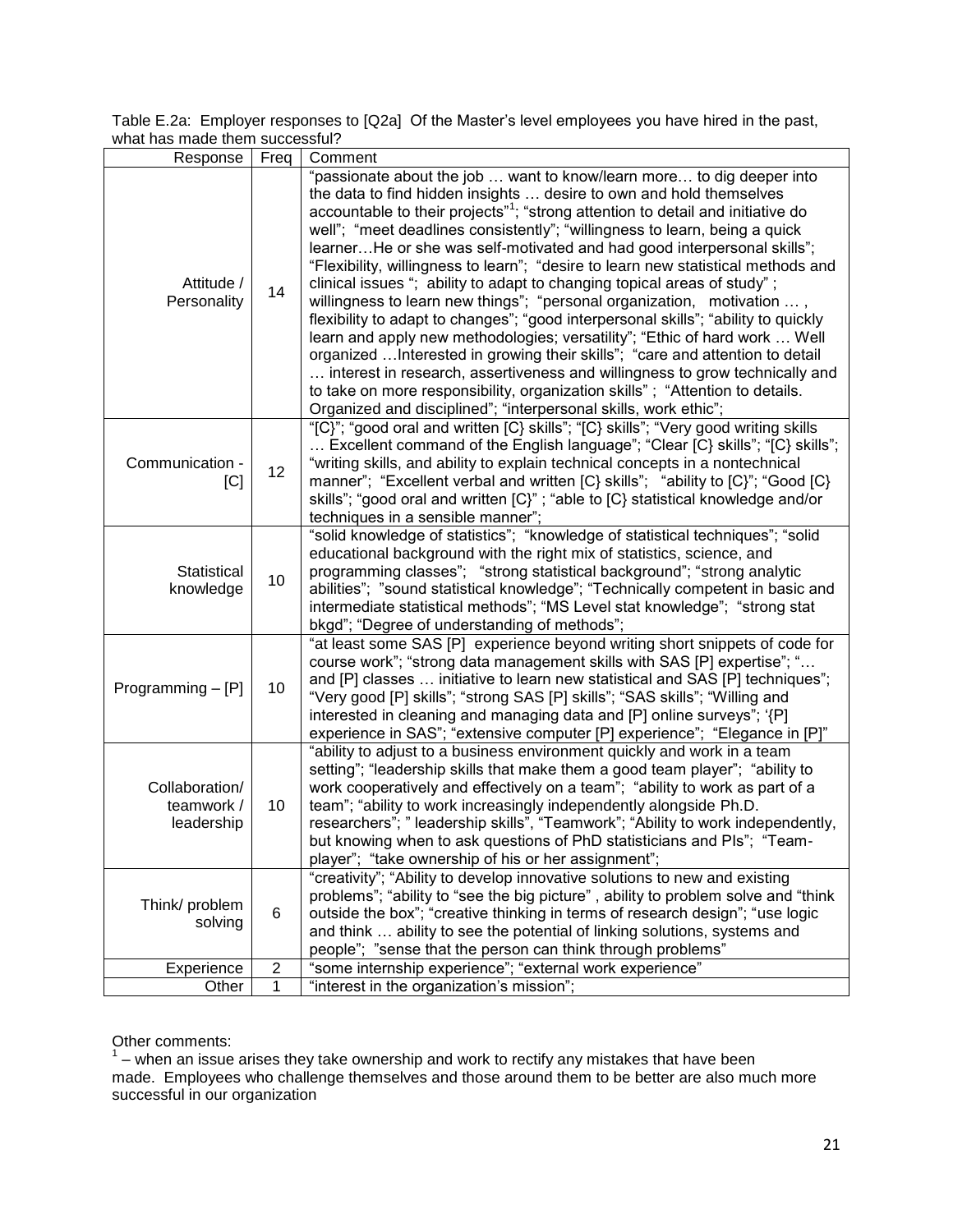Table E.2a: Employer responses to [Q2a] Of the Master's level employees you have hired in the past, what has made them successful?

| Response | Freq | Comment |
|---|---|---|
| Attitude / Personality | 14 | "passionate about the job … want to know/learn more… to dig deeper into the data to find hidden insights … desire to own and hold themselves accountable to their projects"[1]; "strong attention to detail and initiative do well"; "meet deadlines consistently"; "willingness to learn, being a quick learner…He or she was self-motivated and had good interpersonal skills"; "Flexibility, willingness to learn"; "desire to learn new statistical methods and clinical issues "; ability to adapt to changing topical areas of study" ; willingness to learn new things"; "personal organization, motivation … , flexibility to adapt to changes"; "good interpersonal skills"; "ability to quickly learn and apply new methodologies; versatility"; "Ethic of hard work … Well organized …Interested in growing their skills"; "care and attention to detail … interest in research, assertiveness and willingness to grow technically and to take on more responsibility, organization skills" ; "Attention to details. Organized and disciplined"; "interpersonal skills, work ethic"; |
| Communication - [C] | 12 | "[C}"; "good oral and written [C} skills"; "[C} skills"; "Very good writing skills … Excellent command of the English language"; "Clear [C} skills"; "[C} skills"; "writing skills, and ability to explain technical concepts in a nontechnical manner"; "Excellent verbal and written [C} skills"; "ability to [C}"; "Good [C} skills"; "good oral and written [C}" ; "able to [C} statistical knowledge and/or techniques in a sensible manner"; |
| Statistical knowledge | 10 | "solid knowledge of statistics"; "knowledge of statistical techniques"; "solid educational background with the right mix of statistics, science, and programming classes"; "strong statistical background"; "strong analytic abilities"; "sound statistical knowledge"; "Technically competent in basic and intermediate statistical methods"; "MS Level stat knowledge"; "strong stat bkgd"; "Degree of understanding of methods"; |
| Programming – [P] | 10 | "at least some SAS [P] experience beyond writing short snippets of code for course work"; "strong data management skills with SAS [P] expertise"; "… and [P] classes … initiative to learn new statistical and SAS [P] techniques"; "Very good [P] skills"; "strong SAS [P] skills"; "SAS skills"; "Willing and interested in cleaning and managing data and [P] online surveys"; '{P] experience in SAS"; "extensive computer [P] experience"; "Elegance in [P]" |
| Collaboration/ teamwork / leadership | 10 | "ability to adjust to a business environment quickly and work in a team setting"; "leadership skills that make them a good team player"; "ability to work cooperatively and effectively on a team"; "ability to work as part of a team"; "ability to work increasingly independently alongside Ph.D. researchers"; " leadership skills", "Teamwork"; "Ability to work independently, but knowing when to ask questions of PhD statisticians and PIs"; "Team-player"; "take ownership of his or her assignment"; |
| Think/ problem solving | 6 | "creativity"; "Ability to develop innovative solutions to new and existing problems"; "ability to "see the big picture" , ability to problem solve and "think outside the box"; "creative thinking in terms of research design"; "use logic and think … ability to see the potential of linking solutions, systems and people"; "sense that the person can think through problems" |
| Experience | 2 | "some internship experience"; "external work experience" |
| Other | 1 | "interest in the organization's mission"; |

Other comments:

[1] – when an issue arises they take ownership and work to rectify any mistakes that have been made. Employees who challenge themselves and those around them to be better are also much more successful in our organization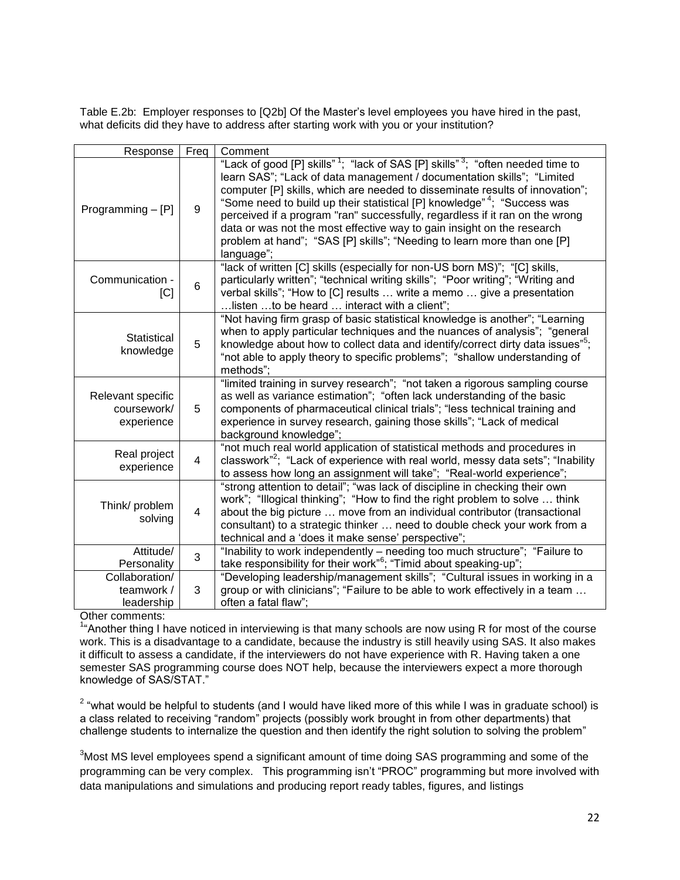Table E.2b: Employer responses to [Q2b] Of the Master's level employees you have hired in the past, what deficits did they have to address after starting work with you or your institution?

| Response | Freq | Comment |
|---|---|---|
| Programming – [P] | 9 | "Lack of good [P] skills" [1]; "lack of SAS [P] skills" [3]; "often needed time to learn SAS"; "Lack of data management / documentation skills"; "Limited computer [P] skills, which are needed to disseminate results of innovation"; "Some need to build up their statistical [P] knowledge" [4]; "Success was perceived if a program "ran" successfully, regardless if it ran on the wrong data or was not the most effective way to gain insight on the research problem at hand"; "SAS [P] skills"; "Needing to learn more than one [P] language"; |
| Communication - [C] | 6 | "lack of written [C] skills (especially for non-US born MS)"; "[C] skills, particularly written"; "technical writing skills"; "Poor writing"; "Writing and verbal skills"; "How to [C] results … write a memo … give a presentation …listen …to be heard … interact with a client"; |
| Statistical knowledge | 5 | "Not having firm grasp of basic statistical knowledge is another"; "Learning when to apply particular techniques and the nuances of analysis"; "general knowledge about how to collect data and identify/correct dirty data issues"[5]; "not able to apply theory to specific problems"; "shallow understanding of methods"; |
| Relevant specific coursework/ experience | 5 | "limited training in survey research"; "not taken a rigorous sampling course as well as variance estimation"; "often lack understanding of the basic components of pharmaceutical clinical trials"; "less technical training and experience in survey research, gaining those skills"; "Lack of medical background knowledge"; |
| Real project experience | 4 | "not much real world application of statistical methods and procedures in classwork"[2]; "Lack of experience with real world, messy data sets"; "Inability to assess how long an assignment will take"; "Real-world experience"; |
| Think/ problem solving | 4 | "strong attention to detail"; "was lack of discipline in checking their own work"; "Illogical thinking"; "How to find the right problem to solve … think about the big picture … move from an individual contributor (transactional consultant) to a strategic thinker … need to double check your work from a technical and a 'does it make sense' perspective"; |
| Attitude/ Personality | 3 | "Inability to work independently – needing too much structure"; "Failure to take responsibility for their work"[6]; "Timid about speaking-up"; |
| Collaboration/ teamwork / leadership | 3 | "Developing leadership/management skills"; "Cultural issues in working in a group or with clinicians"; "Failure to be able to work effectively in a team … often a fatal flaw"; |

Other comments:

[1] "Another thing I have noticed in interviewing is that many schools are now using R for most of the course work. This is a disadvantage to a candidate, because the industry is still heavily using SAS. It also makes it difficult to assess a candidate, if the interviewers do not have experience with R. Having taken a one semester SAS programming course does NOT help, because the interviewers expect a more thorough knowledge of SAS/STAT."

[2] "what would be helpful to students (and I would have liked more of this while I was in graduate school) is a class related to receiving "random" projects (possibly work brought in from other departments) that challenge students to internalize the question and then identify the right solution to solving the problem"

[3] Most MS level employees spend a significant amount of time doing SAS programming and some of the programming can be very complex. This programming isn't "PROC" programming but more involved with data manipulations and simulations and producing report ready tables, figures, and listings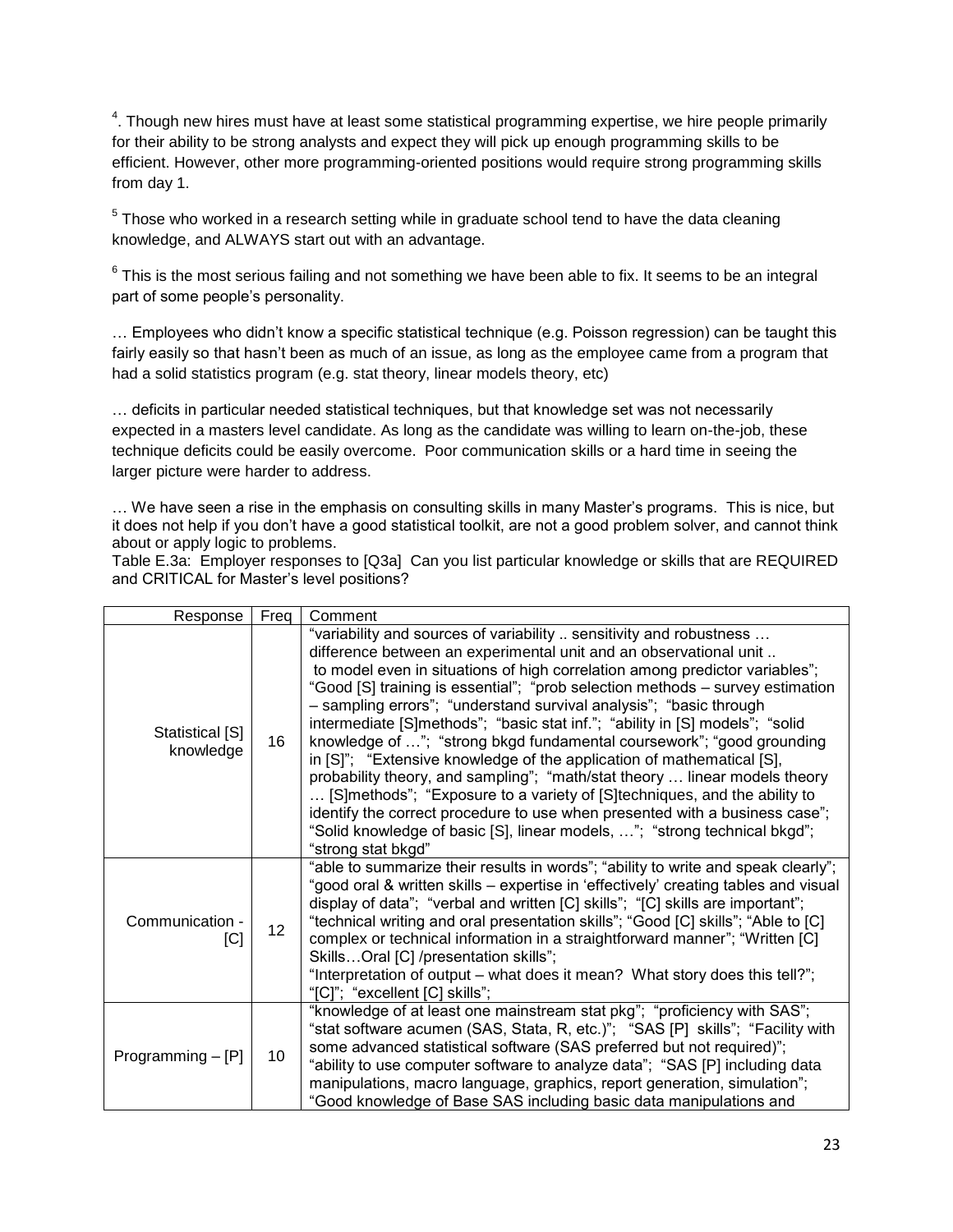[4]. Though new hires must have at least some statistical programming expertise, we hire people primarily for their ability to be strong analysts and expect they will pick up enough programming skills to be efficient. However, other more programming-oriented positions would require strong programming skills from day 1.

[5] Those who worked in a research setting while in graduate school tend to have the data cleaning knowledge, and ALWAYS start out with an advantage.

[6] This is the most serious failing and not something we have been able to fix. It seems to be an integral part of some people's personality.

… Employees who didn't know a specific statistical technique (e.g. Poisson regression) can be taught this fairly easily so that hasn't been as much of an issue, as long as the employee came from a program that had a solid statistics program (e.g. stat theory, linear models theory, etc)

… deficits in particular needed statistical techniques, but that knowledge set was not necessarily expected in a masters level candidate. As long as the candidate was willing to learn on-the-job, these technique deficits could be easily overcome. Poor communication skills or a hard time in seeing the larger picture were harder to address.

… We have seen a rise in the emphasis on consulting skills in many Master's programs. This is nice, but it does not help if you don't have a good statistical toolkit, are not a good problem solver, and cannot think about or apply logic to problems.

Table E.3a: Employer responses to [Q3a] Can you list particular knowledge or skills that are REQUIRED and CRITICAL for Master's level positions?

| Response | Freq | Comment |
|---|---|---|
| Statistical [S] knowledge | 16 | "variability and sources of variability .. sensitivity and robustness … difference between an experimental unit and an observational unit .. to model even in situations of high correlation among predictor variables"; "Good [S] training is essential"; "prob selection methods – survey estimation – sampling errors"; "understand survival analysis"; "basic through intermediate [S]methods"; "basic stat inf."; "ability in [S] models"; "solid knowledge of …"; "strong bkgd fundamental coursework"; "good grounding in [S]"; "Extensive knowledge of the application of mathematical [S], probability theory, and sampling"; "math/stat theory … linear models theory … [S]methods"; "Exposure to a variety of [S]techniques, and the ability to identify the correct procedure to use when presented with a business case"; "Solid knowledge of basic [S], linear models, …"; "strong technical bkgd"; "strong stat bkgd" |
| Communication - [C] | 12 | "able to summarize their results in words"; "ability to write and speak clearly"; "good oral & written skills – expertise in 'effectively' creating tables and visual display of data"; "verbal and written [C] skills"; "[C] skills are important"; "technical writing and oral presentation skills"; "Good [C] skills"; "Able to [C] complex or technical information in a straightforward manner"; "Written [C] Skills…Oral [C] /presentation skills"; "Interpretation of output – what does it mean? What story does this tell?"; "[C]"; "excellent [C] skills"; |
| Programming – [P] | 10 | "knowledge of at least one mainstream stat pkg"; "proficiency with SAS"; "stat software acumen (SAS, Stata, R, etc.)"; "SAS [P] skills"; "Facility with some advanced statistical software (SAS preferred but not required)"; "ability to use computer software to analyze data"; "SAS [P] including data manipulations, macro language, graphics, report generation, simulation"; "Good knowledge of Base SAS including basic data manipulations and |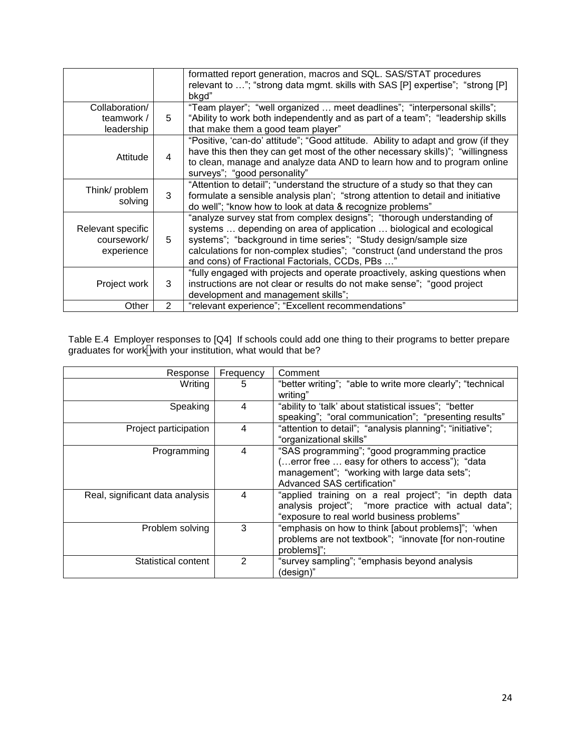| | | |
|---|---|---|
| | | formatted report generation, macros and SQL. SAS/STAT procedures relevant to …"; "strong data mgmt. skills with SAS [P] expertise"; "strong [P] bkgd" |
| Collaboration/ teamwork / leadership | 5 | "Team player"; "well organized … meet deadlines"; "interpersonal skills"; "Ability to work both independently and as part of a team"; "leadership skills that make them a good team player" |
| Attitude | 4 | "Positive, 'can-do' attitude"; "Good attitude. Ability to adapt and grow (if they have this then they can get most of the other necessary skills)"; "willingness to clean, manage and analyze data AND to learn how and to program online surveys"; "good personality" |
| Think/ problem solving | 3 | "Attention to detail"; "understand the structure of a study so that they can formulate a sensible analysis plan'; "strong attention to detail and initiative do well"; "know how to look at data & recognize problems" |
| Relevant specific coursework/ experience | 5 | "analyze survey stat from complex designs"; "thorough understanding of systems … depending on area of application … biological and ecological systems"; "background in time series"; "Study design/sample size calculations for non-complex studies"; "construct (and understand the pros and cons) of Fractional Factorials, CCDs, PBs …" |
| Project work | 3 | "fully engaged with projects and operate proactively, asking questions when instructions are not clear or results do not make sense"; "good project development and management skills"; |
| Other | 2 | "relevant experience"; "Excellent recommendations" |

Table E.4 Employer responses to [Q4] If schools could add one thing to their programs to better prepare graduates for work with your institution, what would that be?

| Response | Frequency | Comment |
|---|---|---|
| Writing | 5 | "better writing"; "able to write more clearly"; "technical writing" |
| Speaking | 4 | "ability to 'talk' about statistical issues"; "better speaking"; "oral communication"; "presenting results" |
| Project participation | 4 | "attention to detail"; "analysis planning"; "initiative"; "organizational skills" |
| Programming | 4 | "SAS programming"; "good programming practice (…error free … easy for others to access"); "data management"; "working with large data sets"; Advanced SAS certification" |
| Real, significant data analysis | 4 | "applied training on a real project"; "in depth data analysis project"; "more practice with actual data"; "exposure to real world business problems" |
| Problem solving | 3 | "emphasis on how to think [about problems]"; 'when problems are not textbook"; "innovate [for non-routine problems]"; |
| Statistical content | 2 | "survey sampling"; "emphasis beyond analysis (design)" |